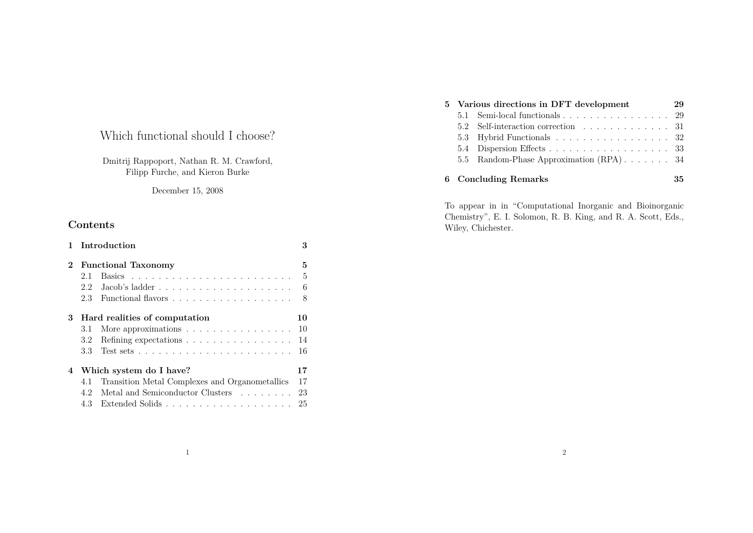# Which functional should I choose?

Dmitrij Rappoport, Nathan R. M. Crawford, Filipp Furche, and Kieron Burke

December 15, 2008

## Contents

- **1 Introduction** — 3
- **2 Functional Taxonomy** — 5
  - 2.1 Basics — 5
  - 2.2 Jacob's ladder — 6
  - 2.3 Functional flavors — 8
- **3 Hard realities of computation** — 10
  - 3.1 More approximations — 10
  - 3.2 Refining expectations — 14
  - 3.3 Test sets — 16
- **4 Which system do I have?** — 17
  - 4.1 Transition Metal Complexes and Organometallics — 17
  - 4.2 Metal and Semiconductor Clusters — 23
  - 4.3 Extended Solids — 25
- **5 Various directions in DFT development** — 29
  - 5.1 Semi-local functionals — 29
  - 5.2 Self-interaction correction — 31
  - 5.3 Hybrid Functionals — 32
  - 5.4 Dispersion Effects — 33
  - 5.5 Random-Phase Approximation (RPA) — 34
- **6 Concluding Remarks** — 35

To appear in in "Computational Inorganic and Bioinorganic Chemistry", E. I. Solomon, R. B. King, and R. A. Scott, Eds., Wiley, Chichester.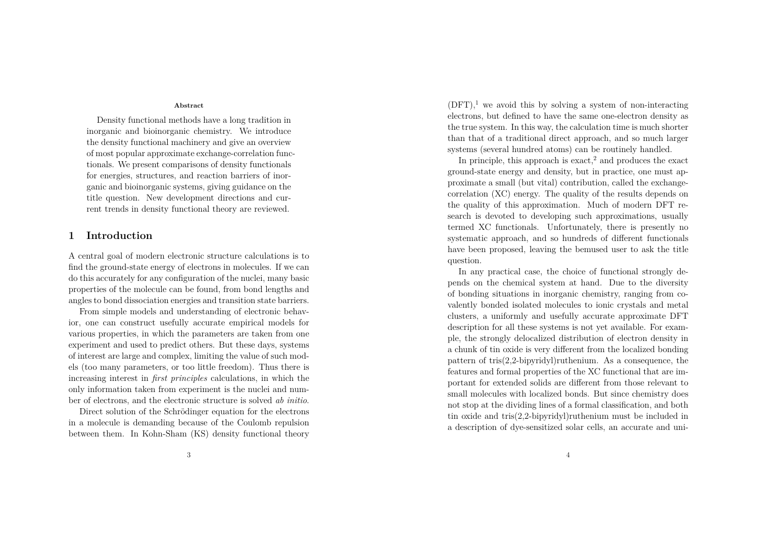**Abstract**

Density functional methods have a long tradition in inorganic and bioinorganic chemistry. We introduce the density functional machinery and give an overview of most popular approximate exchange-correlation functionals. We present comparisons of density functionals for energies, structures, and reaction barriers of inorganic and bioinorganic systems, giving guidance on the title question. New development directions and current trends in density functional theory are reviewed.

## 1 Introduction

A central goal of modern electronic structure calculations is to find the ground-state energy of electrons in molecules. If we can do this accurately for any configuration of the nuclei, many basic properties of the molecule can be found, from bond lengths and angles to bond dissociation energies and transition state barriers.

From simple models and understanding of electronic behavior, one can construct usefully accurate empirical models for various properties, in which the parameters are taken from one experiment and used to predict others. But these days, systems of interest are large and complex, limiting the value of such models (too many parameters, or too little freedom). Thus there is increasing interest in *first principles* calculations, in which the only information taken from experiment is the nuclei and number of electrons, and the electronic structure is solved *ab initio*.

Direct solution of the Schrödinger equation for the electrons in a molecule is demanding because of the Coulomb repulsion between them. In Kohn-Sham (KS) density functional theory (DFT),[1] we avoid this by solving a system of non-interacting electrons, but defined to have the same one-electron density as the true system. In this way, the calculation time is much shorter than that of a traditional direct approach, and so much larger systems (several hundred atoms) can be routinely handled.

In principle, this approach is exact,[2] and produces the exact ground-state energy and density, but in practice, one must approximate a small (but vital) contribution, called the exchange-correlation (XC) energy. The quality of the results depends on the quality of this approximation. Much of modern DFT research is devoted to developing such approximations, usually termed XC functionals. Unfortunately, there is presently no systematic approach, and so hundreds of different functionals have been proposed, leaving the bemused user to ask the title question.

In any practical case, the choice of functional strongly depends on the chemical system at hand. Due to the diversity of bonding situations in inorganic chemistry, ranging from covalently bonded isolated molecules to ionic crystals and metal clusters, a uniformly and usefully accurate approximate DFT description for all these systems is not yet available. For example, the strongly delocalized distribution of electron density in a chunk of tin oxide is very different from the localized bonding pattern of tris(2,2-bipyridyl)ruthenium. As a consequence, the features and formal properties of the XC functional that are important for extended solids are different from those relevant to small molecules with localized bonds. But since chemistry does not stop at the dividing lines of a formal classification, and both tin oxide and tris(2,2-bipyridyl)ruthenium must be included in a description of dye-sensitized solar cells, an accurate and uni-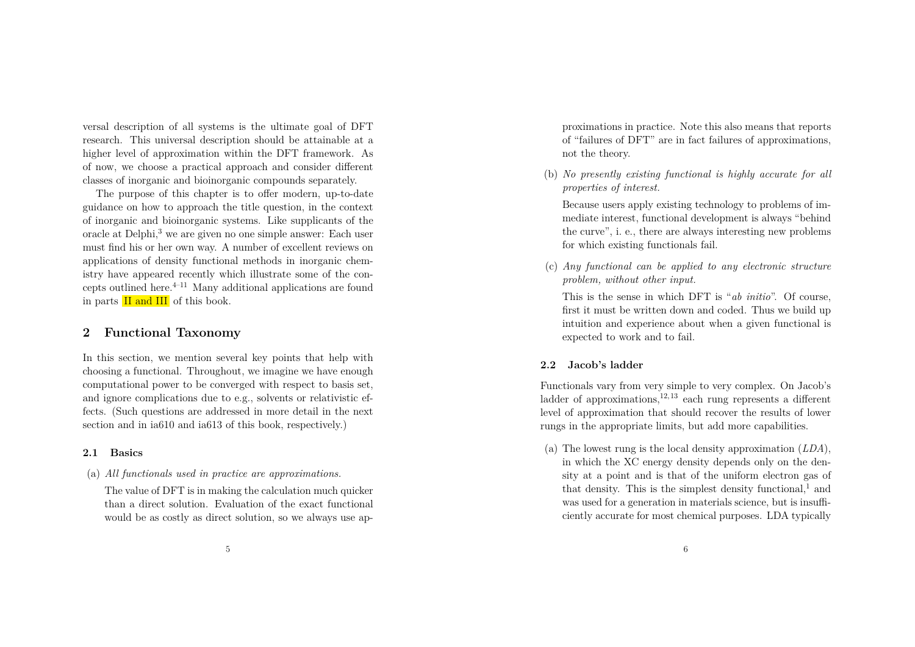versal description of all systems is the ultimate goal of DFT research. This universal description should be attainable at a higher level of approximation within the DFT framework. As of now, we choose a practical approach and consider different classes of inorganic and bioinorganic compounds separately.

The purpose of this chapter is to offer modern, up-to-date guidance on how to approach the title question, in the context of inorganic and bioinorganic systems. Like supplicants of the oracle at Delphi,[3] we are given no one simple answer: Each user must find his or her own way. A number of excellent reviews on applications of density functional methods in inorganic chemistry have appeared recently which illustrate some of the concepts outlined here.[4–11] Many additional applications are found in parts II and III of this book.

## 2 Functional Taxonomy

In this section, we mention several key points that help with choosing a functional. Throughout, we imagine we have enough computational power to be converged with respect to basis set, and ignore complications due to e.g., solvents or relativistic effects. (Such questions are addressed in more detail in the next section and in ia610 and ia613 of this book, respectively.)

### 2.1 Basics

(a) *All functionals used in practice are approximations.*

The value of DFT is in making the calculation much quicker than a direct solution. Evaluation of the exact functional would be as costly as direct solution, so we always use approximations in practice. Note this also means that reports of "failures of DFT" are in fact failures of approximations, not the theory.

(b) *No presently existing functional is highly accurate for all properties of interest.*

Because users apply existing technology to problems of immediate interest, functional development is always "behind the curve", i. e., there are always interesting new problems for which existing functionals fail.

(c) *Any functional can be applied to any electronic structure problem, without other input.*

This is the sense in which DFT is "*ab initio*". Of course, first it must be written down and coded. Thus we build up intuition and experience about when a given functional is expected to work and to fail.

### 2.2 Jacob's ladder

Functionals vary from very simple to very complex. On Jacob's ladder of approximations,[12,13] each rung represents a different level of approximation that should recover the results of lower rungs in the appropriate limits, but add more capabilities.

(a) The lowest rung is the local density approximation (*LDA*), in which the XC energy density depends only on the density at a point and is that of the uniform electron gas of that density. This is the simplest density functional,[1] and was used for a generation in materials science, but is insufficiently accurate for most chemical purposes. LDA typically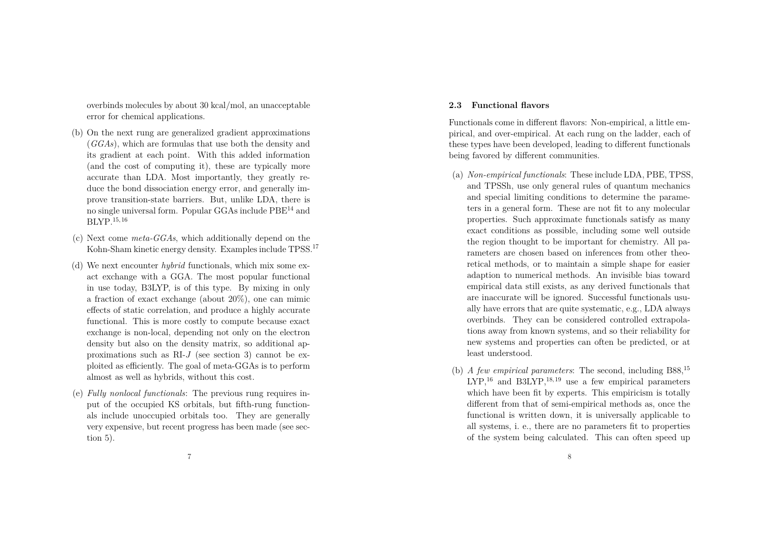overbinds molecules by about 30 kcal/mol, an unacceptable error for chemical applications.

(b) On the next rung are generalized gradient approximations (*GGAs*), which are formulas that use both the density and its gradient at each point. With this added information (and the cost of computing it), these are typically more accurate than LDA. Most importantly, they greatly reduce the bond dissociation energy error, and generally improve transition-state barriers. But, unlike LDA, there is no single universal form. Popular GGAs include PBE[14] and BLYP.[15,16]

(c) Next come *meta-GGAs*, which additionally depend on the Kohn-Sham kinetic energy density. Examples include TPSS.[17]

(d) We next encounter *hybrid* functionals, which mix some exact exchange with a GGA. The most popular functional in use today, B3LYP, is of this type. By mixing in only a fraction of exact exchange (about 20%), one can mimic effects of static correlation, and produce a highly accurate functional. This is more costly to compute because exact exchange is non-local, depending not only on the electron density but also on the density matrix, so additional approximations such as RI-$J$ (see section 3) cannot be exploited as efficiently. The goal of meta-GGAs is to perform almost as well as hybrids, without this cost.

(e) *Fully nonlocal functionals*: The previous rung requires input of the occupied KS orbitals, but fifth-rung functionals include unoccupied orbitals too. They are generally very expensive, but recent progress has been made (see section 5).

### 2.3 Functional flavors

Functionals come in different flavors: Non-empirical, a little empirical, and over-empirical. At each rung on the ladder, each of these types have been developed, leading to different functionals being favored by different communities.

(a) *Non-empirical functionals*: These include LDA, PBE, TPSS, and TPSSh, use only general rules of quantum mechanics and special limiting conditions to determine the parameters in a general form. These are not fit to any molecular properties. Such approximate functionals satisfy as many exact conditions as possible, including some well outside the region thought to be important for chemistry. All parameters are chosen based on inferences from other theoretical methods, or to maintain a simple shape for easier adaption to numerical methods. An invisible bias toward empirical data still exists, as any derived functionals that are inaccurate will be ignored. Successful functionals usually have errors that are quite systematic, e.g., LDA always overbinds. They can be considered controlled extrapolations away from known systems, and so their reliability for new systems and properties can often be predicted, or at least understood.

(b) *A few empirical parameters*: The second, including B88,[15] LYP,[16] and B3LYP,[18,19] use a few empirical parameters which have been fit by experts. This empiricism is totally different from that of semi-empirical methods as, once the functional is written down, it is universally applicable to all systems, i. e., there are no parameters fit to properties of the system being calculated. This can often speed up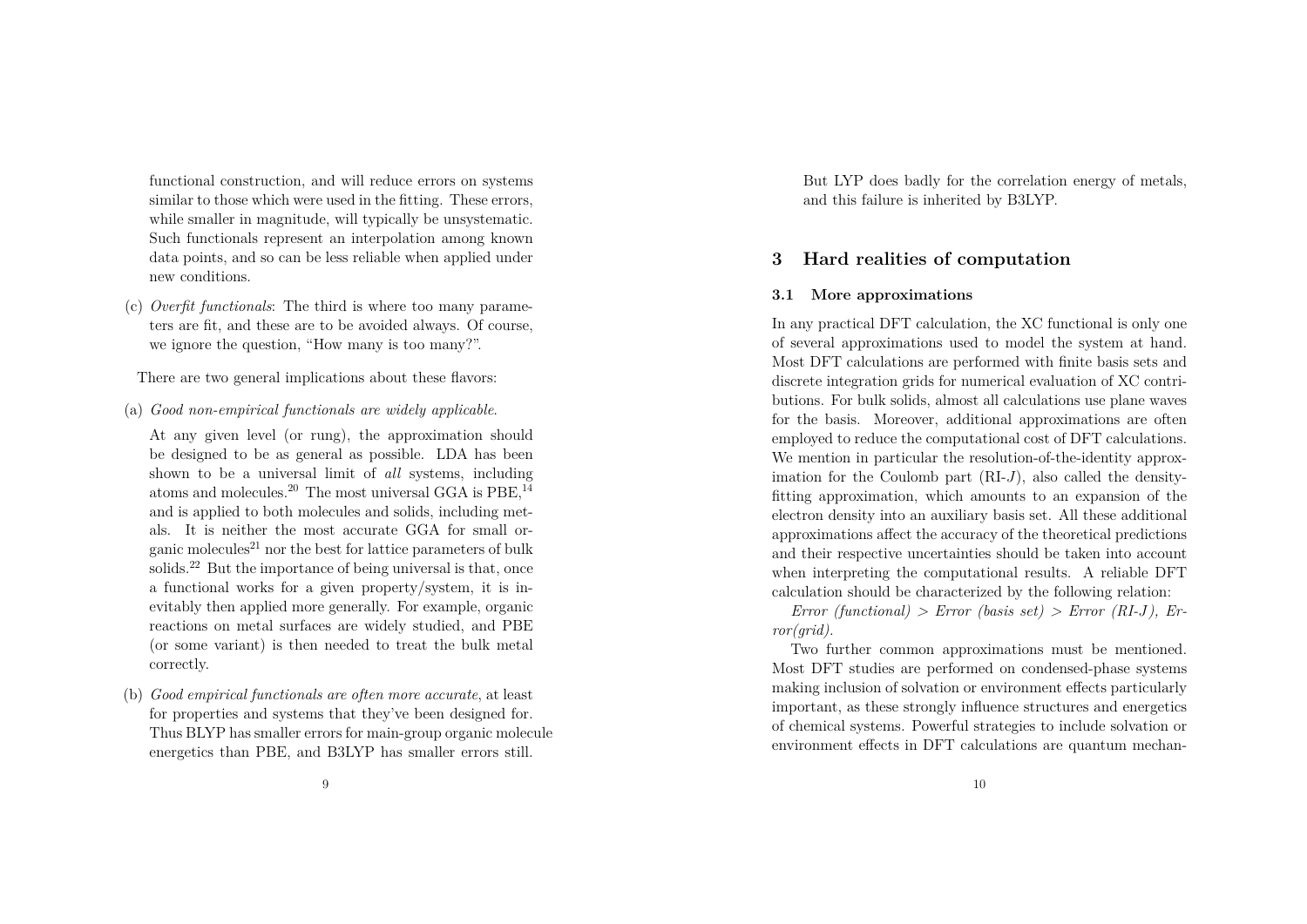functional construction, and will reduce errors on systems similar to those which were used in the fitting. These errors, while smaller in magnitude, will typically be unsystematic. Such functionals represent an interpolation among known data points, and so can be less reliable when applied under new conditions.

(c) *Overfit functionals*: The third is where too many parameters are fit, and these are to be avoided always. Of course, we ignore the question, "How many is too many?".

There are two general implications about these flavors:

(a) *Good non-empirical functionals are widely applicable*.

At any given level (or rung), the approximation should be designed to be as general as possible. LDA has been shown to be a universal limit of *all* systems, including atoms and molecules.[20] The most universal GGA is PBE,[14] and is applied to both molecules and solids, including metals. It is neither the most accurate GGA for small organic molecules[21] nor the best for lattice parameters of bulk solids.[22] But the importance of being universal is that, once a functional works for a given property/system, it is inevitably then applied more generally. For example, organic reactions on metal surfaces are widely studied, and PBE (or some variant) is then needed to treat the bulk metal correctly.

(b) *Good empirical functionals are often more accurate*, at least for properties and systems that they've been designed for. Thus BLYP has smaller errors for main-group organic molecule energetics than PBE, and B3LYP has smaller errors still. But LYP does badly for the correlation energy of metals, and this failure is inherited by B3LYP.

## 3 Hard realities of computation

### 3.1 More approximations

In any practical DFT calculation, the XC functional is only one of several approximations used to model the system at hand. Most DFT calculations are performed with finite basis sets and discrete integration grids for numerical evaluation of XC contributions. For bulk solids, almost all calculations use plane waves for the basis. Moreover, additional approximations are often employed to reduce the computational cost of DFT calculations. We mention in particular the resolution-of-the-identity approximation for the Coulomb part (RI-$J$), also called the density-fitting approximation, which amounts to an expansion of the electron density into an auxiliary basis set. All these additional approximations affect the accuracy of the theoretical predictions and their respective uncertainties should be taken into account when interpreting the computational results. A reliable DFT calculation should be characterized by the following relation:

*Error (functional) > Error (basis set) > Error (RI-J), Error(grid).*

Two further common approximations must be mentioned. Most DFT studies are performed on condensed-phase systems making inclusion of solvation or environment effects particularly important, as these strongly influence structures and energetics of chemical systems. Powerful strategies to include solvation or environment effects in DFT calculations are quantum mechan-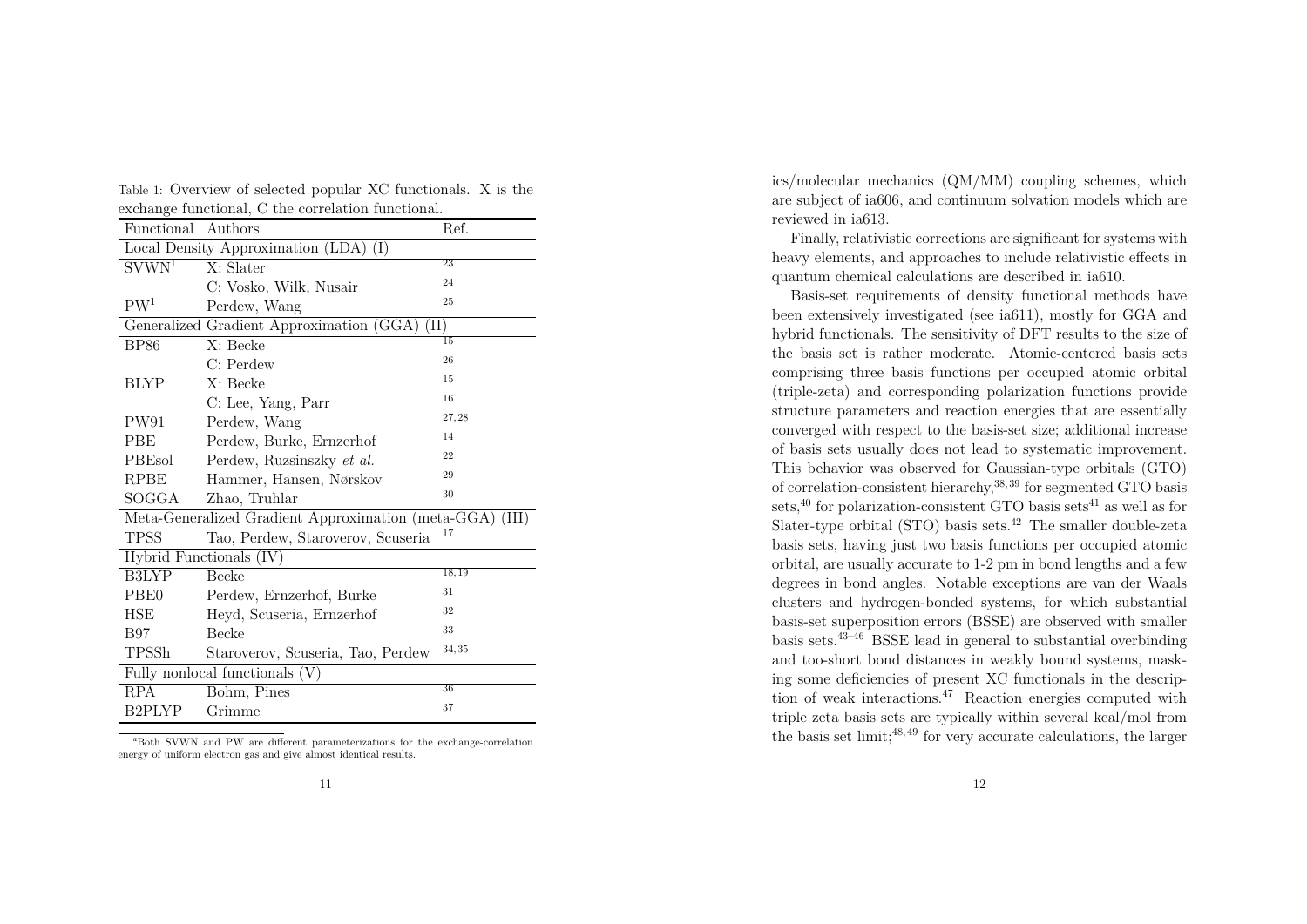Table 1: Overview of selected popular XC functionals. X is the exchange functional, C the correlation functional.

| Functional | Authors | Ref. |
|---|---|---|
| Local Density Approximation (LDA) (I) | | |
| SVWN[1] | X: Slater | [23] |
| | C: Vosko, Wilk, Nusair | [24] |
| PW[1] | Perdew, Wang | [25] |
| Generalized Gradient Approximation (GGA) (II) | | |
| BP86 | X: Becke | [15] |
| | C: Perdew | [26] |
| BLYP | X: Becke | [15] |
| | C: Lee, Yang, Parr | [16] |
| PW91 | Perdew, Wang | [27,28] |
| PBE | Perdew, Burke, Ernzerhof | [14] |
| PBEsol | Perdew, Ruzsinszky *et al.* | [22] |
| RPBE | Hammer, Hansen, Nørskov | [29] |
| SOGGA | Zhao, Truhlar | [30] |
| Meta-Generalized Gradient Approximation (meta-GGA) (III) | | |
| TPSS | Tao, Perdew, Staroverov, Scuseria | [17] |
| Hybrid Functionals (IV) | | |
| B3LYP | Becke | [18,19] |
| PBE0 | Perdew, Ernzerhof, Burke | [31] |
| HSE | Heyd, Scuseria, Ernzerhof | [32] |
| B97 | Becke | [33] |
| TPSSh | Staroverov, Scuseria, Tao, Perdew | [34,35] |
| Fully nonlocal functionals (V) | | |
| RPA | Bohm, Pines | [36] |
| B2PLYP | Grimme | [37] |

[a]Both SVWN and PW are different parameterizations for the exchange-correlation energy of uniform electron gas and give almost identical results.

ics/molecular mechanics (QM/MM) coupling schemes, which are subject of ia606, and continuum solvation models which are reviewed in ia613.

Finally, relativistic corrections are significant for systems with heavy elements, and approaches to include relativistic effects in quantum chemical calculations are described in ia610.

Basis-set requirements of density functional methods have been extensively investigated (see ia611), mostly for GGA and hybrid functionals. The sensitivity of DFT results to the size of the basis set is rather moderate. Atomic-centered basis sets comprising three basis functions per occupied atomic orbital (triple-zeta) and corresponding polarization functions provide structure parameters and reaction energies that are essentially converged with respect to the basis-set size; additional increase of basis sets usually does not lead to systematic improvement. This behavior was observed for Gaussian-type orbitals (GTO) of correlation-consistent hierarchy,[38,39] for segmented GTO basis sets,[40] for polarization-consistent GTO basis sets[41] as well as for Slater-type orbital (STO) basis sets.[42] The smaller double-zeta basis sets, having just two basis functions per occupied atomic orbital, are usually accurate to 1-2 pm in bond lengths and a few degrees in bond angles. Notable exceptions are van der Waals clusters and hydrogen-bonded systems, for which substantial basis-set superposition errors (BSSE) are observed with smaller basis sets.[43–46] BSSE lead in general to substantial overbinding and too-short bond distances in weakly bound systems, masking some deficiencies of present XC functionals in the description of weak interactions.[47] Reaction energies computed with triple zeta basis sets are typically within several kcal/mol from the basis set limit;[48,49] for very accurate calculations, the larger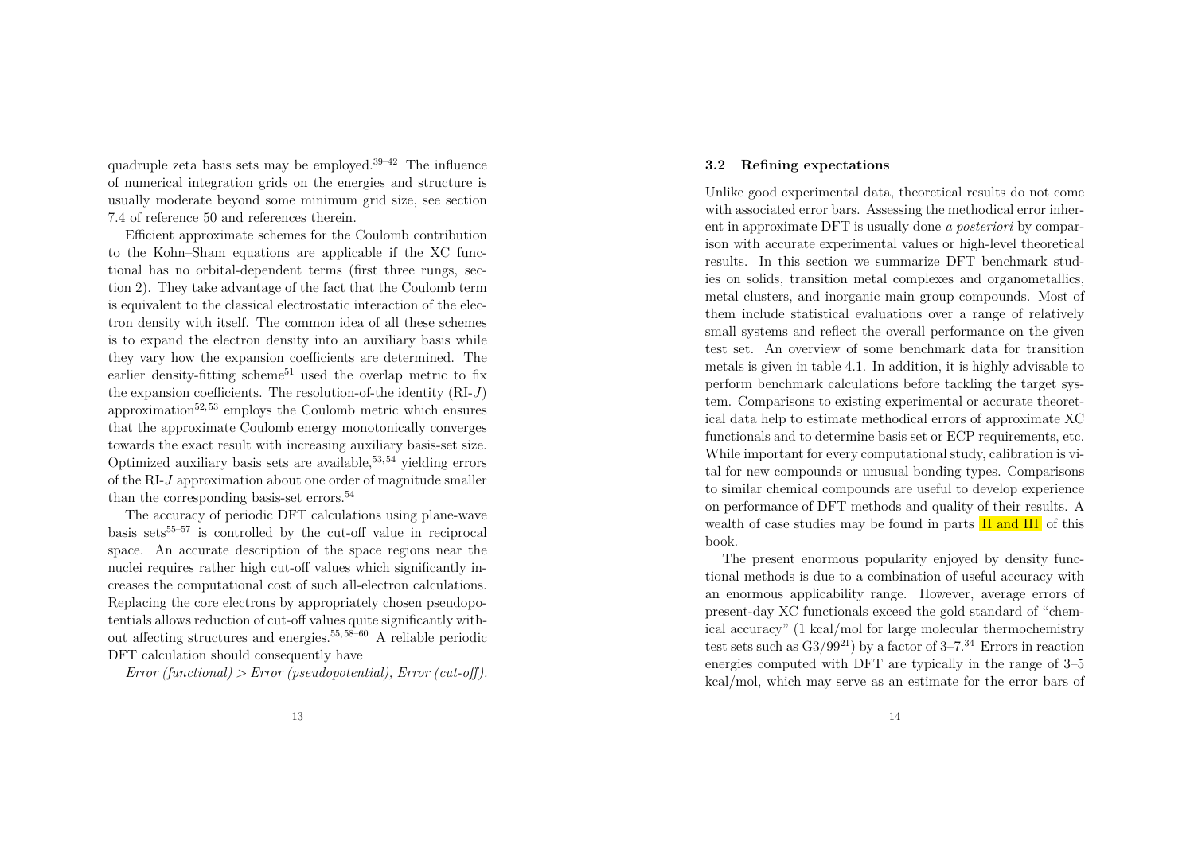quadruple zeta basis sets may be employed.[39–42] The influence of numerical integration grids on the energies and structure is usually moderate beyond some minimum grid size, see section 7.4 of reference 50 and references therein.

Efficient approximate schemes for the Coulomb contribution to the Kohn–Sham equations are applicable if the XC functional has no orbital-dependent terms (first three rungs, section 2). They take advantage of the fact that the Coulomb term is equivalent to the classical electrostatic interaction of the electron density with itself. The common idea of all these schemes is to expand the electron density into an auxiliary basis while they vary how the expansion coefficients are determined. The earlier density-fitting scheme[51] used the overlap metric to fix the expansion coefficients. The resolution-of-the identity (RI-$J$) approximation[52,53] employs the Coulomb metric which ensures that the approximate Coulomb energy monotonically converges towards the exact result with increasing auxiliary basis-set size. Optimized auxiliary basis sets are available,[53,54] yielding errors of the RI-$J$ approximation about one order of magnitude smaller than the corresponding basis-set errors.[54]

The accuracy of periodic DFT calculations using plane-wave basis sets[55–57] is controlled by the cut-off value in reciprocal space. An accurate description of the space regions near the nuclei requires rather high cut-off values which significantly increases the computational cost of such all-electron calculations. Replacing the core electrons by appropriately chosen pseudopotentials allows reduction of cut-off values quite significantly without affecting structures and energies.[55,58–60] A reliable periodic DFT calculation should consequently have

*Error (functional) > Error (pseudopotential), Error (cut-off).*

### 3.2 Refining expectations

Unlike good experimental data, theoretical results do not come with associated error bars. Assessing the methodical error inherent in approximate DFT is usually done *a posteriori* by comparison with accurate experimental values or high-level theoretical results. In this section we summarize DFT benchmark studies on solids, transition metal complexes and organometallics, metal clusters, and inorganic main group compounds. Most of them include statistical evaluations over a range of relatively small systems and reflect the overall performance on the given test set. An overview of some benchmark data for transition metals is given in table 4.1. In addition, it is highly advisable to perform benchmark calculations before tackling the target system. Comparisons to existing experimental or accurate theoretical data help to estimate methodical errors of approximate XC functionals and to determine basis set or ECP requirements, etc. While important for every computational study, calibration is vital for new compounds or unusual bonding types. Comparisons to similar chemical compounds are useful to develop experience on performance of DFT methods and quality of their results. A wealth of case studies may be found in parts II and III of this book.

The present enormous popularity enjoyed by density functional methods is due to a combination of useful accuracy with an enormous applicability range. However, average errors of present-day XC functionals exceed the gold standard of "chemical accuracy" (1 kcal/mol for large molecular thermochemistry test sets such as G3/99[21]) by a factor of 3–7.[34] Errors in reaction energies computed with DFT are typically in the range of 3–5 kcal/mol, which may serve as an estimate for the error bars of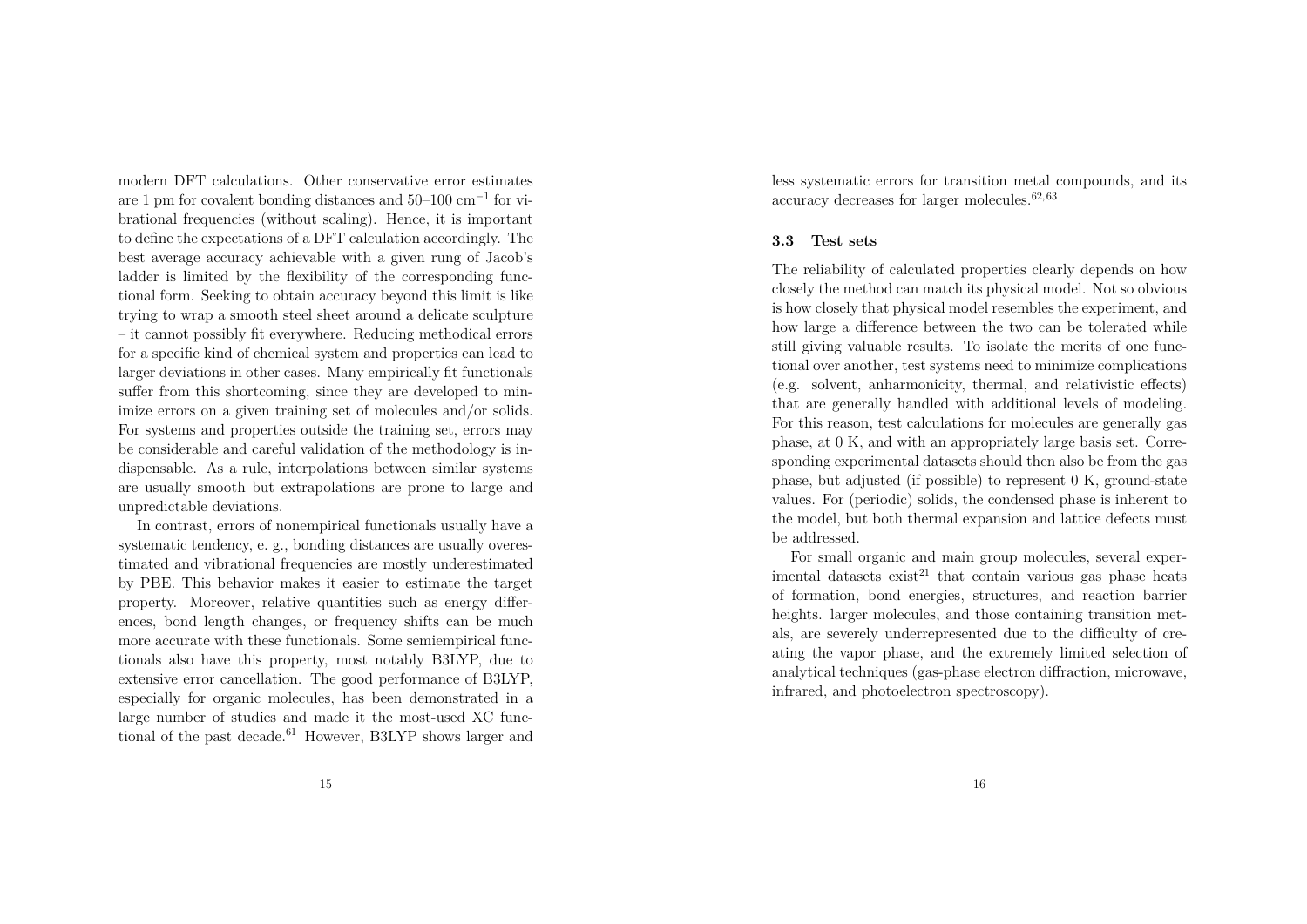modern DFT calculations. Other conservative error estimates are 1 pm for covalent bonding distances and 50–100 $cm^{-1}$ for vibrational frequencies (without scaling). Hence, it is important to define the expectations of a DFT calculation accordingly. The best average accuracy achievable with a given rung of Jacob's ladder is limited by the flexibility of the corresponding functional form. Seeking to obtain accuracy beyond this limit is like trying to wrap a smooth steel sheet around a delicate sculpture – it cannot possibly fit everywhere. Reducing methodical errors for a specific kind of chemical system and properties can lead to larger deviations in other cases. Many empirically fit functionals suffer from this shortcoming, since they are developed to minimize errors on a given training set of molecules and/or solids. For systems and properties outside the training set, errors may be considerable and careful validation of the methodology is indispensable. As a rule, interpolations between similar systems are usually smooth but extrapolations are prone to large and unpredictable deviations.

In contrast, errors of nonempirical functionals usually have a systematic tendency, e. g., bonding distances are usually overestimated and vibrational frequencies are mostly underestimated by PBE. This behavior makes it easier to estimate the target property. Moreover, relative quantities such as energy differences, bond length changes, or frequency shifts can be much more accurate with these functionals. Some semiempirical functionals also have this property, most notably B3LYP, due to extensive error cancellation. The good performance of B3LYP, especially for organic molecules, has been demonstrated in a large number of studies and made it the most-used XC functional of the past decade.[61] However, B3LYP shows larger and less systematic errors for transition metal compounds, and its accuracy decreases for larger molecules.[62,63]

### 3.3 Test sets

The reliability of calculated properties clearly depends on how closely the method can match its physical model. Not so obvious is how closely that physical model resembles the experiment, and how large a difference between the two can be tolerated while still giving valuable results. To isolate the merits of one functional over another, test systems need to minimize complications (e.g. solvent, anharmonicity, thermal, and relativistic effects) that are generally handled with additional levels of modeling. For this reason, test calculations for molecules are generally gas phase, at 0 K, and with an appropriately large basis set. Corresponding experimental datasets should then also be from the gas phase, but adjusted (if possible) to represent 0 K, ground-state values. For (periodic) solids, the condensed phase is inherent to the model, but both thermal expansion and lattice defects must be addressed.

For small organic and main group molecules, several experimental datasets exist[21] that contain various gas phase heats of formation, bond energies, structures, and reaction barrier heights. larger molecules, and those containing transition metals, are severely underrepresented due to the difficulty of creating the vapor phase, and the extremely limited selection of analytical techniques (gas-phase electron diffraction, microwave, infrared, and photoelectron spectroscopy).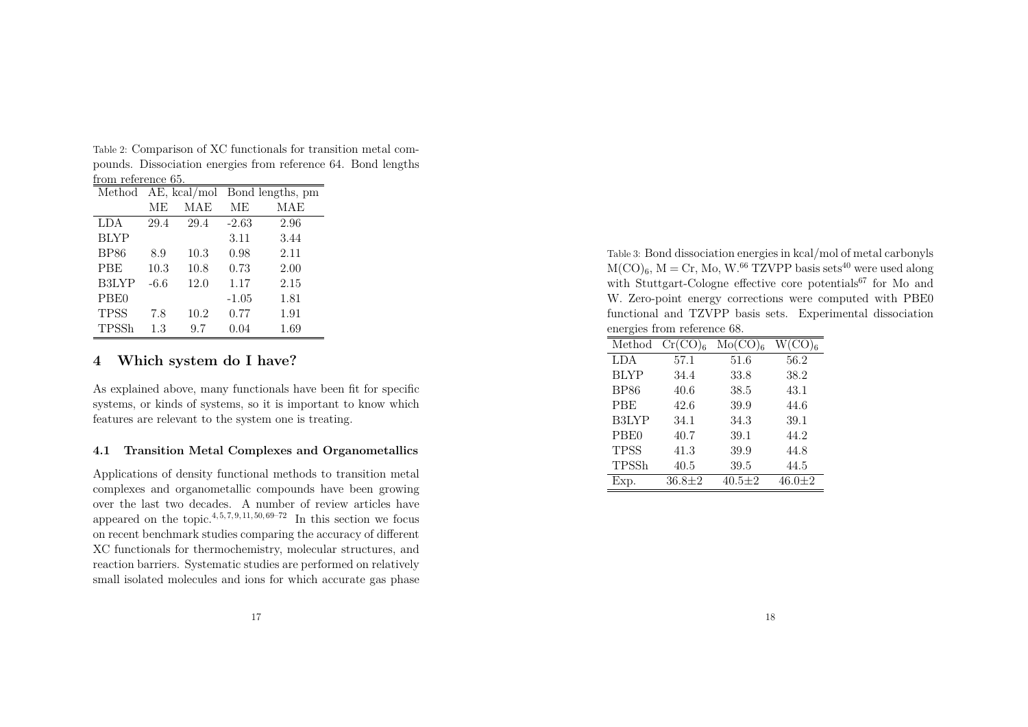Table 2: Comparison of XC functionals for transition metal compounds. Dissociation energies from reference 64. Bond lengths from reference 65.

| Method | AE, kcal/mol | | Bond lengths, pm | |
|---|---|---|---|---|
| | ME | MAE | ME | MAE |
| LDA | 29.4 | 29.4 | -2.63 | 2.96 |
| BLYP | | | 3.11 | 3.44 |
| BP86 | 8.9 | 10.3 | 0.98 | 2.11 |
| PBE | 10.3 | 10.8 | 0.73 | 2.00 |
| B3LYP | -6.6 | 12.0 | 1.17 | 2.15 |
| PBE0 | | | -1.05 | 1.81 |
| TPSS | 7.8 | 10.2 | 0.77 | 1.91 |
| TPSSh | 1.3 | 9.7 | 0.04 | 1.69 |

## 4 Which system do I have?

As explained above, many functionals have been fit for specific systems, or kinds of systems, so it is important to know which features are relevant to the system one is treating.

### 4.1 Transition Metal Complexes and Organometallics

Applications of density functional methods to transition metal complexes and organometallic compounds have been growing over the last two decades. A number of review articles have appeared on the topic.[4,5,7,9,11,50,69–72] In this section we focus on recent benchmark studies comparing the accuracy of different XC functionals for thermochemistry, molecular structures, and reaction barriers. Systematic studies are performed on relatively small isolated molecules and ions for which accurate gas phase

Table 3: Bond dissociation energies in kcal/mol of metal carbonyls $M(CO)_6$, M = Cr, Mo, W.[66] TZVPP basis sets[40] were used along with Stuttgart-Cologne effective core potentials[67] for Mo and W. Zero-point energy corrections were computed with PBE0 functional and TZVPP basis sets. Experimental dissociation energies from reference 68.

| Method | $Cr(CO)_6$ | $Mo(CO)_6$ | $W(CO)_6$ |
|---|---|---|---|
| LDA | 57.1 | 51.6 | 56.2 |
| BLYP | 34.4 | 33.8 | 38.2 |
| BP86 | 40.6 | 38.5 | 43.1 |
| PBE | 42.6 | 39.9 | 44.6 |
| B3LYP | 34.1 | 34.3 | 39.1 |
| PBE0 | 40.7 | 39.1 | 44.2 |
| TPSS | 41.3 | 39.9 | 44.8 |
| TPSSh | 40.5 | 39.5 | 44.5 |
| Exp. | 36.8±2 | 40.5±2 | 46.0±2 |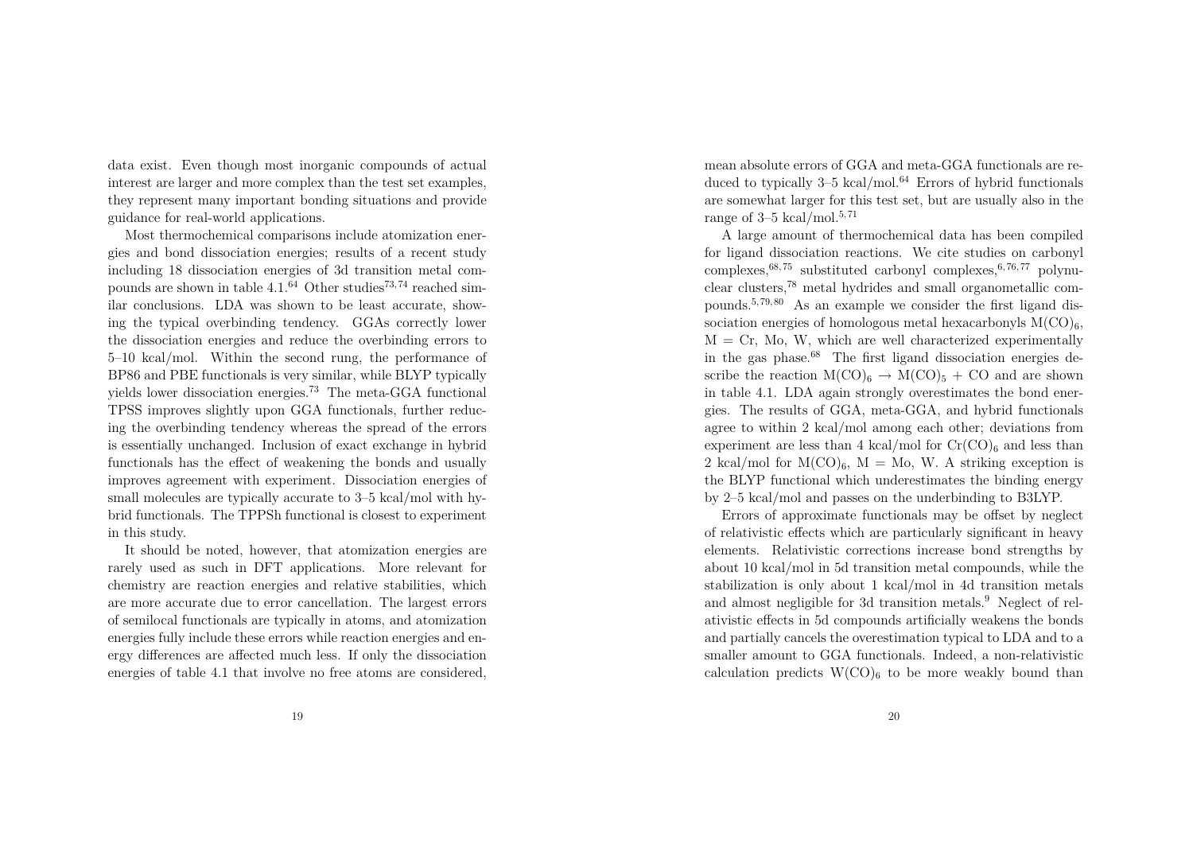data exist. Even though most inorganic compounds of actual interest are larger and more complex than the test set examples, they represent many important bonding situations and provide guidance for real-world applications.

Most thermochemical comparisons include atomization energies and bond dissociation energies; results of a recent study including 18 dissociation energies of 3d transition metal compounds are shown in table 4.1.[64] Other studies[73,74] reached similar conclusions. LDA was shown to be least accurate, showing the typical overbinding tendency. GGAs correctly lower the dissociation energies and reduce the overbinding errors to 5–10 kcal/mol. Within the second rung, the performance of BP86 and PBE functionals is very similar, while BLYP typically yields lower dissociation energies.[73] The meta-GGA functional TPSS improves slightly upon GGA functionals, further reducing the overbinding tendency whereas the spread of the errors is essentially unchanged. Inclusion of exact exchange in hybrid functionals has the effect of weakening the bonds and usually improves agreement with experiment. Dissociation energies of small molecules are typically accurate to 3–5 kcal/mol with hybrid functionals. The TPPSh functional is closest to experiment in this study.

It should be noted, however, that atomization energies are rarely used as such in DFT applications. More relevant for chemistry are reaction energies and relative stabilities, which are more accurate due to error cancellation. The largest errors of semilocal functionals are typically in atoms, and atomization energies fully include these errors while reaction energies and energy differences are affected much less. If only the dissociation energies of table 4.1 that involve no free atoms are considered, mean absolute errors of GGA and meta-GGA functionals are reduced to typically 3–5 kcal/mol.[64] Errors of hybrid functionals are somewhat larger for this test set, but are usually also in the range of 3–5 kcal/mol.[5,71]

A large amount of thermochemical data has been compiled for ligand dissociation reactions. We cite studies on carbonyl complexes,[68,75] substituted carbonyl complexes,[6,76,77] polynuclear clusters,[78] metal hydrides and small organometallic compounds.[5,79,80] As an example we consider the first ligand dissociation energies of homologous metal hexacarbonyls $M(CO)_6$, M = Cr, Mo, W, which are well characterized experimentally in the gas phase.[68] The first ligand dissociation energies describe the reaction $M(CO)_6 \rightarrow M(CO)_5 + CO$ and are shown in table 4.1. LDA again strongly overestimates the bond energies. The results of GGA, meta-GGA, and hybrid functionals agree to within 2 kcal/mol among each other; deviations from experiment are less than 4 kcal/mol for $Cr(CO)_6$ and less than 2 kcal/mol for $M(CO)_6$, M = Mo, W. A striking exception is the BLYP functional which underestimates the binding energy by 2–5 kcal/mol and passes on the underbinding to B3LYP.

Errors of approximate functionals may be offset by neglect of relativistic effects which are particularly significant in heavy elements. Relativistic corrections increase bond strengths by about 10 kcal/mol in 5d transition metal compounds, while the stabilization is only about 1 kcal/mol in 4d transition metals and almost negligible for 3d transition metals.[9] Neglect of relativistic effects in 5d compounds artificially weakens the bonds and partially cancels the overestimation typical to LDA and to a smaller amount to GGA functionals. Indeed, a non-relativistic calculation predicts $W(CO)_6$ to be more weakly bound than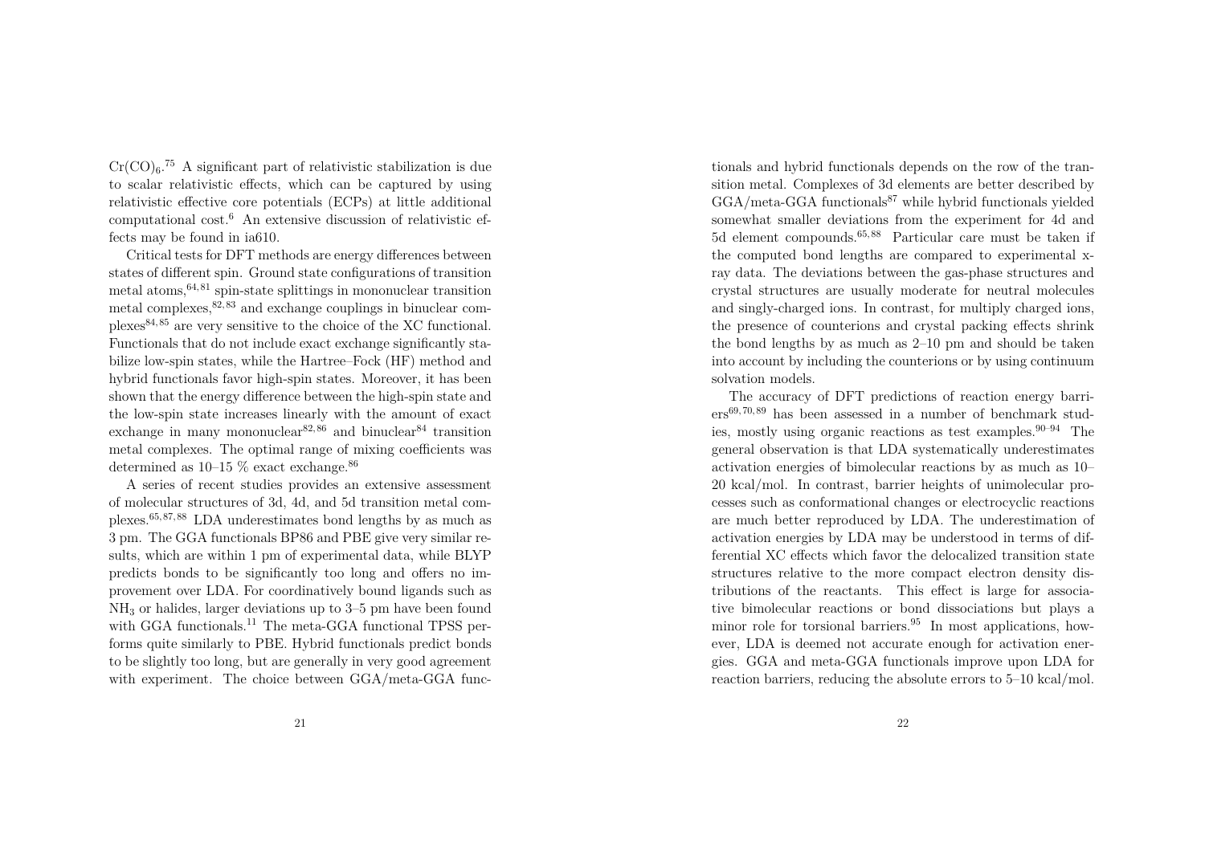$Cr(CO)_6$.[75] A significant part of relativistic stabilization is due to scalar relativistic effects, which can be captured by using relativistic effective core potentials (ECPs) at little additional computational cost.[6] An extensive discussion of relativistic effects may be found in ia610.

Critical tests for DFT methods are energy differences between states of different spin. Ground state configurations of transition metal atoms,[64,81] spin-state splittings in mononuclear transition metal complexes,[82,83] and exchange couplings in binuclear complexes[84,85] are very sensitive to the choice of the XC functional. Functionals that do not include exact exchange significantly stabilize low-spin states, while the Hartree–Fock (HF) method and hybrid functionals favor high-spin states. Moreover, it has been shown that the energy difference between the high-spin state and the low-spin state increases linearly with the amount of exact exchange in many mononuclear[82,86] and binuclear[84] transition metal complexes. The optimal range of mixing coefficients was determined as 10–15 % exact exchange.[86]

A series of recent studies provides an extensive assessment of molecular structures of 3d, 4d, and 5d transition metal complexes.[65,87,88] LDA underestimates bond lengths by as much as 3 pm. The GGA functionals BP86 and PBE give very similar results, which are within 1 pm of experimental data, while BLYP predicts bonds to be significantly too long and offers no improvement over LDA. For coordinatively bound ligands such as $NH_3$ or halides, larger deviations up to 3–5 pm have been found with GGA functionals.[11] The meta-GGA functional TPSS performs quite similarly to PBE. Hybrid functionals predict bonds to be slightly too long, but are generally in very good agreement with experiment. The choice between GGA/meta-GGA functionals and hybrid functionals depends on the row of the transition metal. Complexes of 3d elements are better described by GGA/meta-GGA functionals[87] while hybrid functionals yielded somewhat smaller deviations from the experiment for 4d and 5d element compounds.[65,88] Particular care must be taken if the computed bond lengths are compared to experimental x-ray data. The deviations between the gas-phase structures and crystal structures are usually moderate for neutral molecules and singly-charged ions. In contrast, for multiply charged ions, the presence of counterions and crystal packing effects shrink the bond lengths by as much as 2–10 pm and should be taken into account by including the counterions or by using continuum solvation models.

The accuracy of DFT predictions of reaction energy barriers[69,70,89] has been assessed in a number of benchmark studies, mostly using organic reactions as test examples.[90–94] The general observation is that LDA systematically underestimates activation energies of bimolecular reactions by as much as 10–20 kcal/mol. In contrast, barrier heights of unimolecular processes such as conformational changes or electrocyclic reactions are much better reproduced by LDA. The underestimation of activation energies by LDA may be understood in terms of differential XC effects which favor the delocalized transition state structures relative to the more compact electron density distributions of the reactants. This effect is large for associative bimolecular reactions or bond dissociations but plays a minor role for torsional barriers.[95] In most applications, however, LDA is deemed not accurate enough for activation energies. GGA and meta-GGA functionals improve upon LDA for reaction barriers, reducing the absolute errors to 5–10 kcal/mol.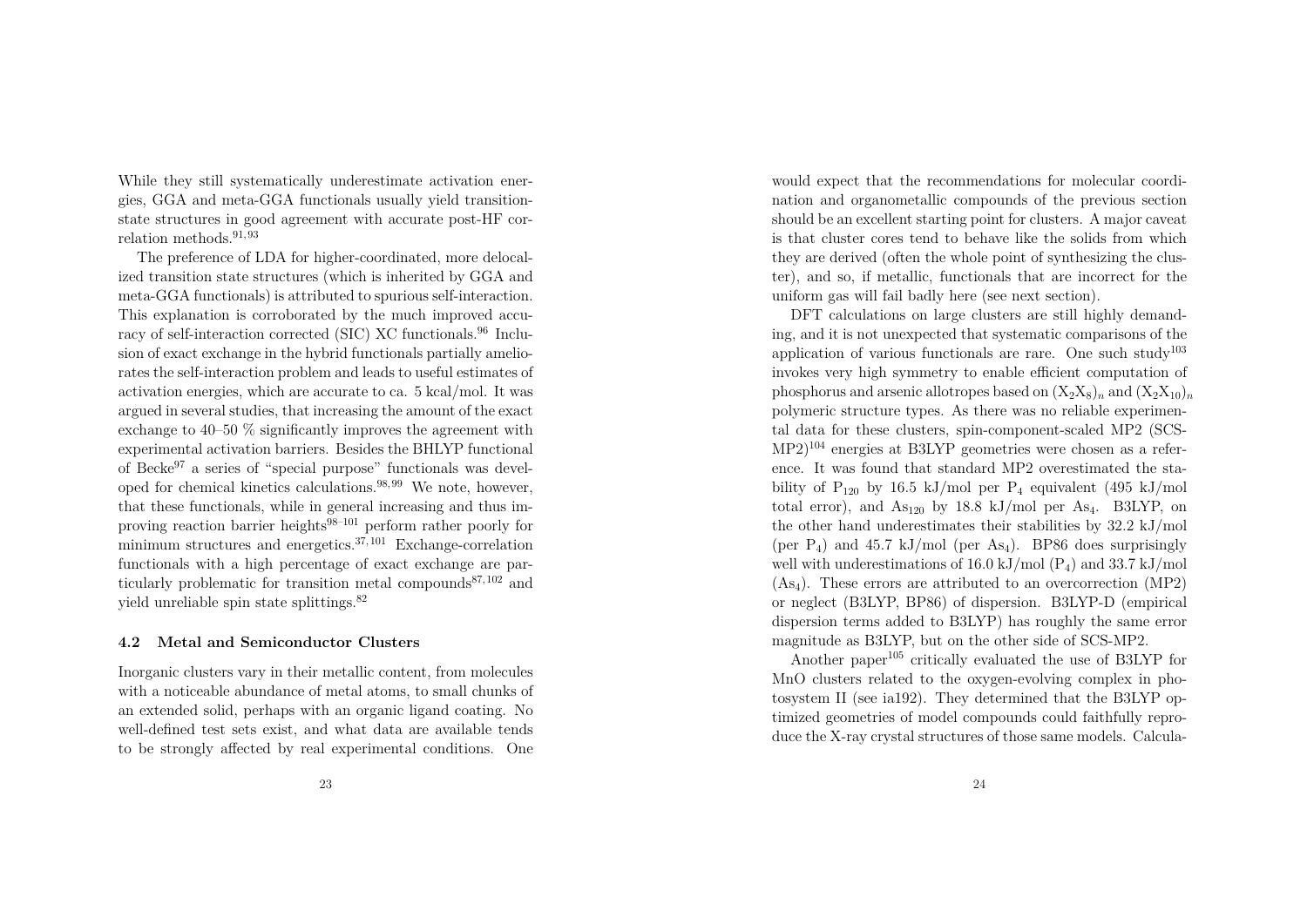While they still systematically underestimate activation energies, GGA and meta-GGA functionals usually yield transition-state structures in good agreement with accurate post-HF correlation methods.[91,93]

The preference of LDA for higher-coordinated, more delocalized transition state structures (which is inherited by GGA and meta-GGA functionals) is attributed to spurious self-interaction. This explanation is corroborated by the much improved accuracy of self-interaction corrected (SIC) XC functionals.[96] Inclusion of exact exchange in the hybrid functionals partially ameliorates the self-interaction problem and leads to useful estimates of activation energies, which are accurate to ca. 5 kcal/mol. It was argued in several studies, that increasing the amount of the exact exchange to 40–50 % significantly improves the agreement with experimental activation barriers. Besides the BHLYP functional of Becke[97] a series of "special purpose" functionals was developed for chemical kinetics calculations.[98,99] We note, however, that these functionals, while in general increasing and thus improving reaction barrier heights[98–101] perform rather poorly for minimum structures and energetics.[37,101] Exchange-correlation functionals with a high percentage of exact exchange are particularly problematic for transition metal compounds[87,102] and yield unreliable spin state splittings.[82]

### 4.2 Metal and Semiconductor Clusters

Inorganic clusters vary in their metallic content, from molecules with a noticeable abundance of metal atoms, to small chunks of an extended solid, perhaps with an organic ligand coating. No well-defined test sets exist, and what data are available tends to be strongly affected by real experimental conditions. One would expect that the recommendations for molecular coordination and organometallic compounds of the previous section should be an excellent starting point for clusters. A major caveat is that cluster cores tend to behave like the solids from which they are derived (often the whole point of synthesizing the cluster), and so, if metallic, functionals that are incorrect for the uniform gas will fail badly here (see next section).

DFT calculations on large clusters are still highly demanding, and it is not unexpected that systematic comparisons of the application of various functionals are rare. One such study[103] invokes very high symmetry to enable efficient computation of phosphorus and arsenic allotropes based on $(X_2X_8)_n$ and $(X_2X_{10})_n$ polymeric structure types. As there was no reliable experimental data for these clusters, spin-component-scaled MP2 (SCS-MP2)[104] energies at B3LYP geometries were chosen as a reference. It was found that standard MP2 overestimated the stability of $P_{120}$ by 16.5 kJ/mol per $P_4$ equivalent (495 kJ/mol total error), and $As_{120}$ by 18.8 kJ/mol per $As_4$. B3LYP, on the other hand underestimates their stabilities by 32.2 kJ/mol (per $P_4$) and 45.7 kJ/mol (per $As_4$). BP86 does surprisingly well with underestimations of 16.0 kJ/mol ($P_4$) and 33.7 kJ/mol ($As_4$). These errors are attributed to an overcorrection (MP2) or neglect (B3LYP, BP86) of dispersion. B3LYP-D (empirical dispersion terms added to B3LYP) has roughly the same error magnitude as B3LYP, but on the other side of SCS-MP2.

Another paper[105] critically evaluated the use of B3LYP for MnO clusters related to the oxygen-evolving complex in photosystem II (see ia192). They determined that the B3LYP optimized geometries of model compounds could faithfully reproduce the X-ray crystal structures of those same models. Calcula-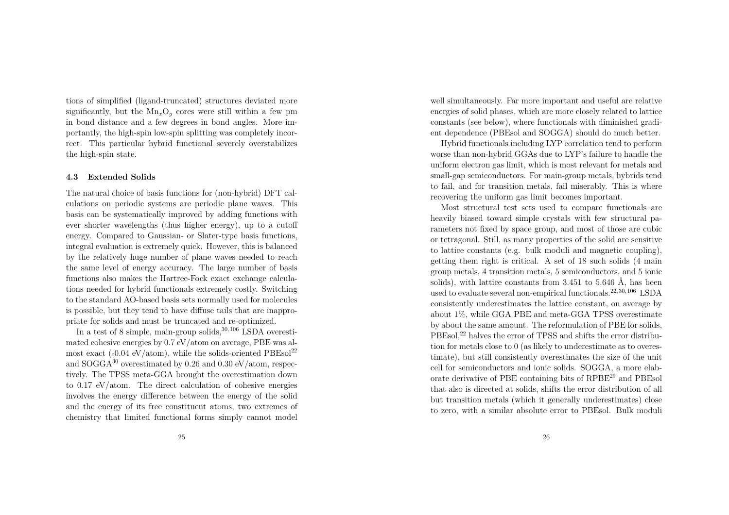tions of simplified (ligand-truncated) structures deviated more significantly, but the $Mn_xO_y$ cores were still within a few pm in bond distance and a few degrees in bond angles. More importantly, the high-spin low-spin splitting was completely incorrect. This particular hybrid functional severely overstabilizes the high-spin state.

### 4.3 Extended Solids

The natural choice of basis functions for (non-hybrid) DFT calculations on periodic systems are periodic plane waves. This basis can be systematically improved by adding functions with ever shorter wavelengths (thus higher energy), up to a cutoff energy. Compared to Gaussian- or Slater-type basis functions, integral evaluation is extremely quick. However, this is balanced by the relatively huge number of plane waves needed to reach the same level of energy accuracy. The large number of basis functions also makes the Hartree-Fock exact exchange calculations needed for hybrid functionals extremely costly. Switching to the standard AO-based basis sets normally used for molecules is possible, but they tend to have diffuse tails that are inappropriate for solids and must be truncated and re-optimized.

In a test of 8 simple, main-group solids,[30,106] LSDA overestimated cohesive energies by 0.7 eV/atom on average, PBE was almost exact (-0.04 eV/atom), while the solids-oriented PBEsol[22] and SOGGA[30] overestimated by 0.26 and 0.30 eV/atom, respectively. The TPSS meta-GGA brought the overestimation down to 0.17 eV/atom. The direct calculation of cohesive energies involves the energy difference between the energy of the solid and the energy of its free constituent atoms, two extremes of chemistry that limited functional forms simply cannot model well simultaneously. Far more important and useful are relative energies of solid phases, which are more closely related to lattice constants (see below), where functionals with diminished gradient dependence (PBEsol and SOGGA) should do much better.

Hybrid functionals including LYP correlation tend to perform worse than non-hybrid GGAs due to LYP's failure to handle the uniform electron gas limit, which is most relevant for metals and small-gap semiconductors. For main-group metals, hybrids tend to fail, and for transition metals, fail miserably. This is where recovering the uniform gas limit becomes important.

Most structural test sets used to compare functionals are heavily biased toward simple crystals with few structural parameters not fixed by space group, and most of those are cubic or tetragonal. Still, as many properties of the solid are sensitive to lattice constants (e.g. bulk moduli and magnetic coupling), getting them right is critical. A set of 18 such solids (4 main group metals, 4 transition metals, 5 semiconductors, and 5 ionic solids), with lattice constants from 3.451 to 5.646 Å, has been used to evaluate several non-empirical functionals.[22,30,106] LSDA consistently underestimates the lattice constant, on average by about 1%, while GGA PBE and meta-GGA TPSS overestimate by about the same amount. The reformulation of PBE for solids, PBEsol,[22] halves the error of TPSS and shifts the error distribution for metals close to 0 (as likely to underestimate as to overestimate), but still consistently overestimates the size of the unit cell for semiconductors and ionic solids. SOGGA, a more elaborate derivative of PBE containing bits of RPBE[29] and PBEsol that also is directed at solids, shifts the error distribution of all but transition metals (which it generally underestimates) close to zero, with a similar absolute error to PBEsol. Bulk moduli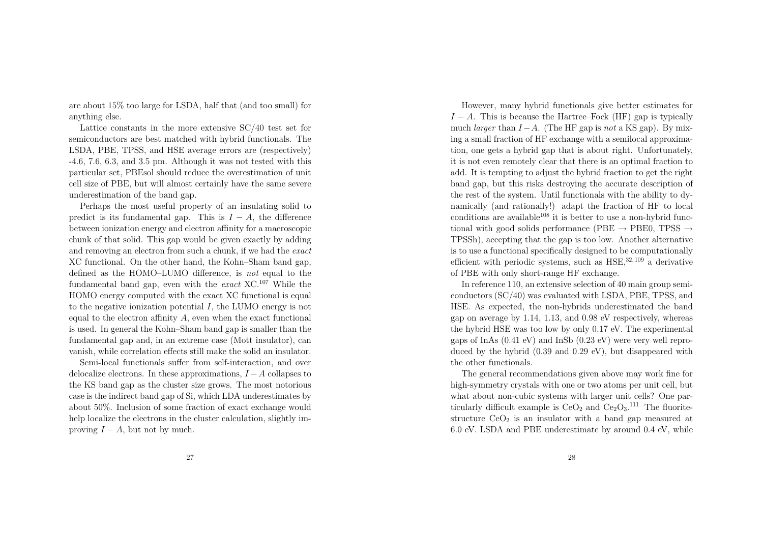are about 15% too large for LSDA, half that (and too small) for anything else.

Lattice constants in the more extensive SC/40 test set for semiconductors are best matched with hybrid functionals. The LSDA, PBE, TPSS, and HSE average errors are (respectively) -4.6, 7.6, 6.3, and 3.5 pm. Although it was not tested with this particular set, PBEsol should reduce the overestimation of unit cell size of PBE, but will almost certainly have the same severe underestimation of the band gap.

Perhaps the most useful property of an insulating solid to predict is its fundamental gap. This is $I - A$, the difference between ionization energy and electron affinity for a macroscopic chunk of that solid. This gap would be given exactly by adding and removing an electron from such a chunk, if we had the *exact* XC functional. On the other hand, the Kohn–Sham band gap, defined as the HOMO–LUMO difference, is *not* equal to the fundamental band gap, even with the *exact* XC.[107] While the HOMO energy computed with the exact XC functional is equal to the negative ionization potential $I$, the LUMO energy is not equal to the electron affinity $A$, even when the exact functional is used. In general the Kohn–Sham band gap is smaller than the fundamental gap and, in an extreme case (Mott insulator), can vanish, while correlation effects still make the solid an insulator.

Semi-local functionals suffer from self-interaction, and over delocalize electrons. In these approximations, $I - A$ collapses to the KS band gap as the cluster size grows. The most notorious case is the indirect band gap of Si, which LDA underestimates by about 50%. Inclusion of some fraction of exact exchange would help localize the electrons in the cluster calculation, slightly improving $I - A$, but not by much.

However, many hybrid functionals give better estimates for $I - A$. This is because the Hartree–Fock (HF) gap is typically much *larger* than $I - A$. (The HF gap is *not* a KS gap). By mixing a small fraction of HF exchange with a semilocal approximation, one gets a hybrid gap that is about right. Unfortunately, it is not even remotely clear that there is an optimal fraction to add. It is tempting to adjust the hybrid fraction to get the right band gap, but this risks destroying the accurate description of the rest of the system. Until functionals with the ability to dynamically (and rationally!) adapt the fraction of HF to local conditions are available[108] it is better to use a non-hybrid functional with good solids performance (PBE → PBE0, TPSS → TPSSh), accepting that the gap is too low. Another alternative is to use a functional specifically designed to be computationally efficient with periodic systems, such as HSE,[32,109] a derivative of PBE with only short-range HF exchange.

In reference 110, an extensive selection of 40 main group semiconductors (SC/40) was evaluated with LSDA, PBE, TPSS, and HSE. As expected, the non-hybrids underestimated the band gap on average by 1.14, 1.13, and 0.98 eV respectively, whereas the hybrid HSE was too low by only 0.17 eV. The experimental gaps of InAs (0.41 eV) and InSb (0.23 eV) were very well reproduced by the hybrid (0.39 and 0.29 eV), but disappeared with the other functionals.

The general recommendations given above may work fine for high-symmetry crystals with one or two atoms per unit cell, but what about non-cubic systems with larger unit cells? One particularly difficult example is $CeO_2$ and $Ce_2O_3$.[111] The fluorite-structure $CeO_2$ is an insulator with a band gap measured at 6.0 eV. LSDA and PBE underestimate by around 0.4 eV, while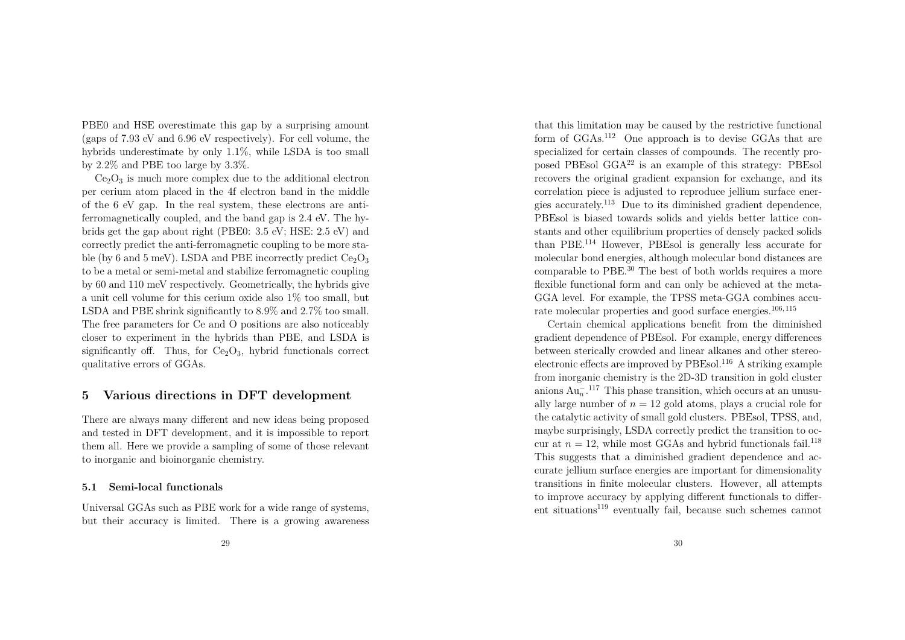PBE0 and HSE overestimate this gap by a surprising amount (gaps of 7.93 eV and 6.96 eV respectively). For cell volume, the hybrids underestimate by only 1.1%, while LSDA is too small by 2.2% and PBE too large by 3.3%.

$Ce_2O_3$ is much more complex due to the additional electron per cerium atom placed in the 4f electron band in the middle of the 6 eV gap. In the real system, these electrons are anti-ferromagnetically coupled, and the band gap is 2.4 eV. The hybrids get the gap about right (PBE0: 3.5 eV; HSE: 2.5 eV) and correctly predict the anti-ferromagnetic coupling to be more stable (by 6 and 5 meV). LSDA and PBE incorrectly predict $Ce_2O_3$ to be a metal or semi-metal and stabilize ferromagnetic coupling by 60 and 110 meV respectively. Geometrically, the hybrids give a unit cell volume for this cerium oxide also 1% too small, but LSDA and PBE shrink significantly to 8.9% and 2.7% too small. The free parameters for Ce and O positions are also noticeably closer to experiment in the hybrids than PBE, and LSDA is significantly off. Thus, for $Ce_2O_3$, hybrid functionals correct qualitative errors of GGAs.

## 5 Various directions in DFT development

There are always many different and new ideas being proposed and tested in DFT development, and it is impossible to report them all. Here we provide a sampling of some of those relevant to inorganic and bioinorganic chemistry.

### 5.1 Semi-local functionals

Universal GGAs such as PBE work for a wide range of systems, but their accuracy is limited. There is a growing awareness that this limitation may be caused by the restrictive functional form of GGAs.[112] One approach is to devise GGAs that are specialized for certain classes of compounds. The recently proposed PBEsol GGA[22] is an example of this strategy: PBEsol recovers the original gradient expansion for exchange, and its correlation piece is adjusted to reproduce jellium surface energies accurately.[113] Due to its diminished gradient dependence, PBEsol is biased towards solids and yields better lattice constants and other equilibrium properties of densely packed solids than PBE.[114] However, PBEsol is generally less accurate for molecular bond energies, although molecular bond distances are comparable to PBE.[30] The best of both worlds requires a more flexible functional form and can only be achieved at the meta-GGA level. For example, the TPSS meta-GGA combines accurate molecular properties and good surface energies.[106,115]

Certain chemical applications benefit from the diminished gradient dependence of PBEsol. For example, energy differences between sterically crowded and linear alkanes and other stereoelectronic effects are improved by PBEsol.[116] A striking example from inorganic chemistry is the 2D-3D transition in gold cluster anions $Au_n^-$.[117] This phase transition, which occurs at an unusually large number of $n = 12$ gold atoms, plays a crucial role for the catalytic activity of small gold clusters. PBEsol, TPSS, and, maybe surprisingly, LSDA correctly predict the transition to occur at $n = 12$, while most GGAs and hybrid functionals fail.[118] This suggests that a diminished gradient dependence and accurate jellium surface energies are important for dimensionality transitions in finite molecular clusters. However, all attempts to improve accuracy by applying different functionals to different situations[119] eventually fail, because such schemes cannot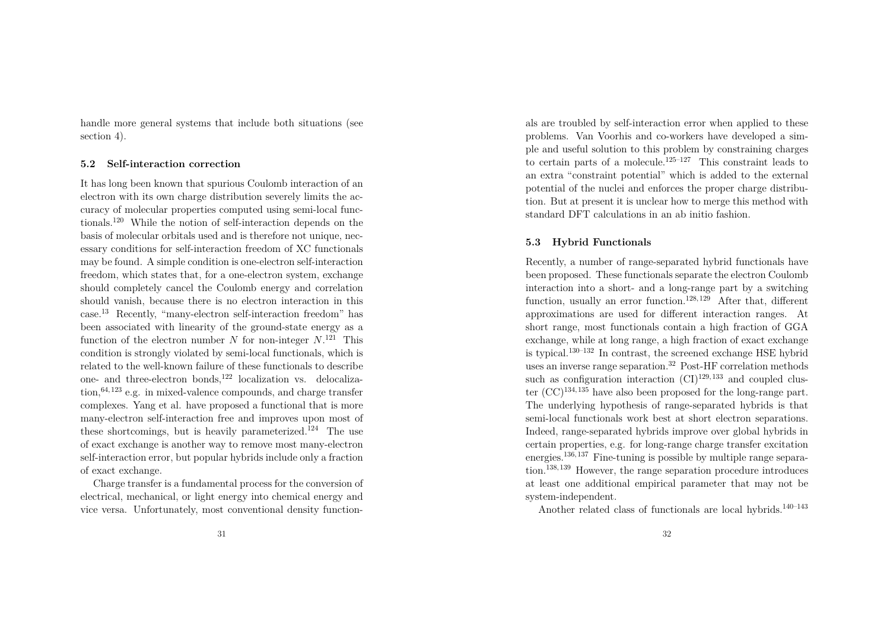handle more general systems that include both situations (see section 4).

### 5.2 Self-interaction correction

It has long been known that spurious Coulomb interaction of an electron with its own charge distribution severely limits the accuracy of molecular properties computed using semi-local functionals.[120] While the notion of self-interaction depends on the basis of molecular orbitals used and is therefore not unique, necessary conditions for self-interaction freedom of XC functionals may be found. A simple condition is one-electron self-interaction freedom, which states that, for a one-electron system, exchange should completely cancel the Coulomb energy and correlation should vanish, because there is no electron interaction in this case.[13] Recently, "many-electron self-interaction freedom" has been associated with linearity of the ground-state energy as a function of the electron number $N$ for non-integer $N$.[121] This condition is strongly violated by semi-local functionals, which is related to the well-known failure of these functionals to describe one- and three-electron bonds,[122] localization vs. delocalization,[64,123] e.g. in mixed-valence compounds, and charge transfer complexes. Yang et al. have proposed a functional that is more many-electron self-interaction free and improves upon most of these shortcomings, but is heavily parameterized.[124] The use of exact exchange is another way to remove most many-electron self-interaction error, but popular hybrids include only a fraction of exact exchange.

Charge transfer is a fundamental process for the conversion of electrical, mechanical, or light energy into chemical energy and vice versa. Unfortunately, most conventional density functionals are troubled by self-interaction error when applied to these problems. Van Voorhis and co-workers have developed a simple and useful solution to this problem by constraining charges to certain parts of a molecule.[125–127] This constraint leads to an extra "constraint potential" which is added to the external potential of the nuclei and enforces the proper charge distribution. But at present it is unclear how to merge this method with standard DFT calculations in an ab initio fashion.

### 5.3 Hybrid Functionals

Recently, a number of range-separated hybrid functionals have been proposed. These functionals separate the electron Coulomb interaction into a short- and a long-range part by a switching function, usually an error function.[128,129] After that, different approximations are used for different interaction ranges. At short range, most functionals contain a high fraction of GGA exchange, while at long range, a high fraction of exact exchange is typical.[130–132] In contrast, the screened exchange HSE hybrid uses an inverse range separation.[32] Post-HF correlation methods such as configuration interaction (CI)[129,133] and coupled cluster (CC)[134,135] have also been proposed for the long-range part. The underlying hypothesis of range-separated hybrids is that semi-local functionals work best at short electron separations. Indeed, range-separated hybrids improve over global hybrids in certain properties, e.g. for long-range charge transfer excitation energies.[136,137] Fine-tuning is possible by multiple range separation.[138,139] However, the range separation procedure introduces at least one additional empirical parameter that may not be system-independent.

Another related class of functionals are local hybrids.[140–143]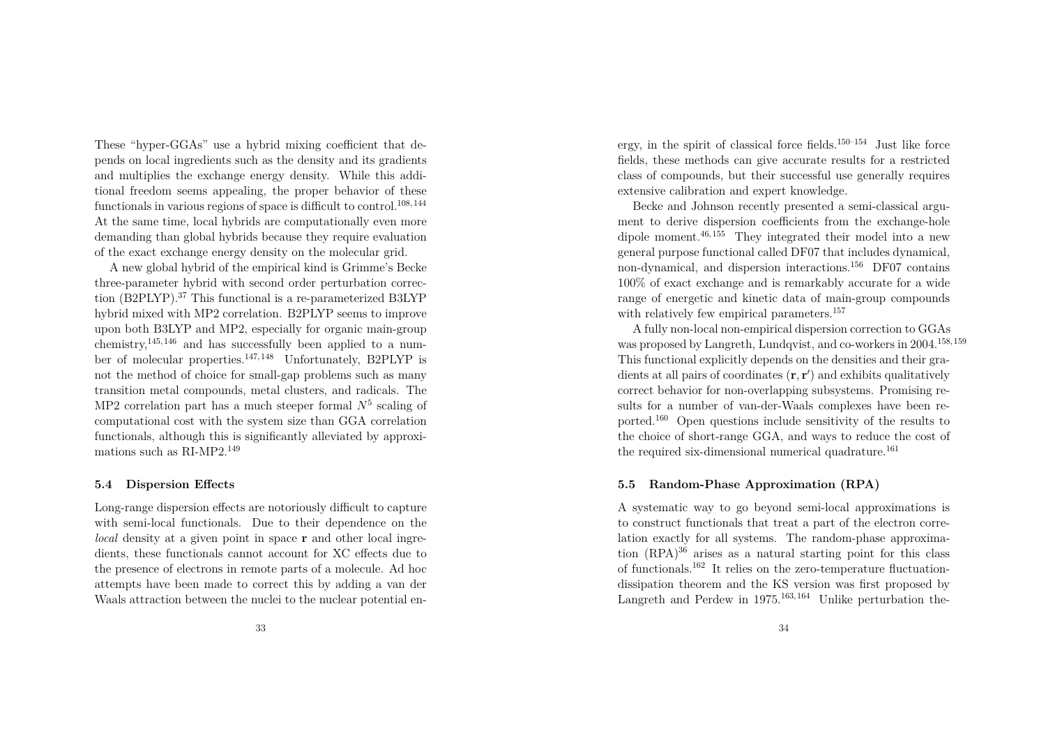These "hyper-GGAs" use a hybrid mixing coefficient that depends on local ingredients such as the density and its gradients and multiplies the exchange energy density. While this additional freedom seems appealing, the proper behavior of these functionals in various regions of space is difficult to control.[108,144] At the same time, local hybrids are computationally even more demanding than global hybrids because they require evaluation of the exact exchange energy density on the molecular grid.

A new global hybrid of the empirical kind is Grimme's Becke three-parameter hybrid with second order perturbation correction (B2PLYP).[37] This functional is a re-parameterized B3LYP hybrid mixed with MP2 correlation. B2PLYP seems to improve upon both B3LYP and MP2, especially for organic main-group chemistry,[145,146] and has successfully been applied to a number of molecular properties.[147,148] Unfortunately, B2PLYP is not the method of choice for small-gap problems such as many transition metal compounds, metal clusters, and radicals. The MP2 correlation part has a much steeper formal $N^5$ scaling of computational cost with the system size than GGA correlation functionals, although this is significantly alleviated by approximations such as RI-MP2.[149]

### 5.4 Dispersion Effects

Long-range dispersion effects are notoriously difficult to capture with semi-local functionals. Due to their dependence on the *local* density at a given point in space $\mathbf{r}$ and other local ingredients, these functionals cannot account for XC effects due to the presence of electrons in remote parts of a molecule. Ad hoc attempts have been made to correct this by adding a van der Waals attraction between the nuclei to the nuclear potential energy, in the spirit of classical force fields.[150–154] Just like force fields, these methods can give accurate results for a restricted class of compounds, but their successful use generally requires extensive calibration and expert knowledge.

Becke and Johnson recently presented a semi-classical argument to derive dispersion coefficients from the exchange-hole dipole moment.[46,155] They integrated their model into a new general purpose functional called DF07 that includes dynamical, non-dynamical, and dispersion interactions.[156] DF07 contains 100% of exact exchange and is remarkably accurate for a wide range of energetic and kinetic data of main-group compounds with relatively few empirical parameters.[157]

A fully non-local non-empirical dispersion correction to GGAs was proposed by Langreth, Lundqvist, and co-workers in 2004.[158,159] This functional explicitly depends on the densities and their gradients at all pairs of coordinates $(\mathbf{r}, \mathbf{r}')$ and exhibits qualitatively correct behavior for non-overlapping subsystems. Promising results for a number of van-der-Waals complexes have been reported.[160] Open questions include sensitivity of the results to the choice of short-range GGA, and ways to reduce the cost of the required six-dimensional numerical quadrature.[161]

### 5.5 Random-Phase Approximation (RPA)

A systematic way to go beyond semi-local approximations is to construct functionals that treat a part of the electron correlation exactly for all systems. The random-phase approximation (RPA)[36] arises as a natural starting point for this class of functionals.[162] It relies on the zero-temperature fluctuation-dissipation theorem and the KS version was first proposed by Langreth and Perdew in 1975.[163,164] Unlike perturbation the-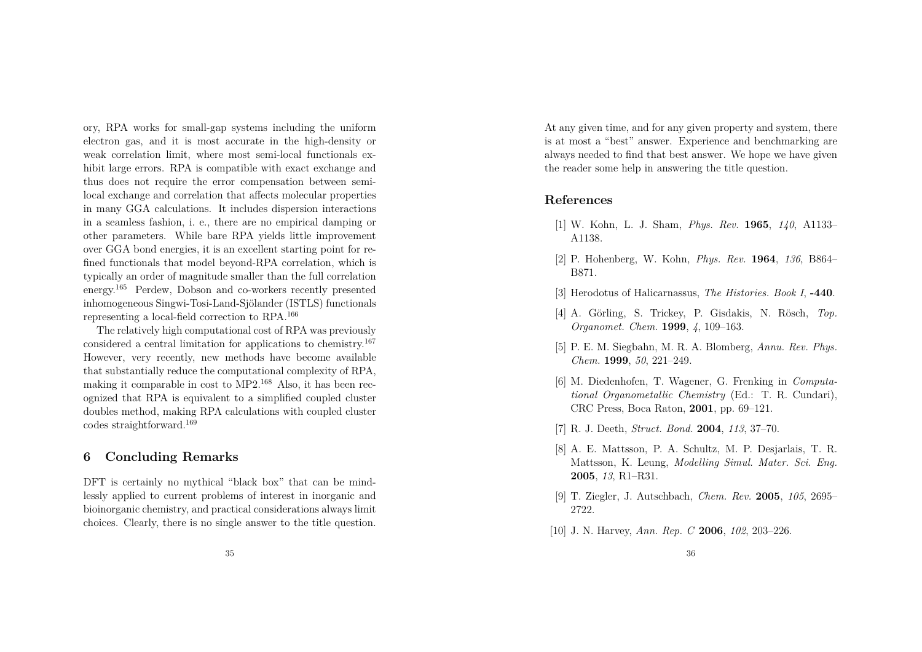ory, RPA works for small-gap systems including the uniform electron gas, and it is most accurate in the high-density or weak correlation limit, where most semi-local functionals exhibit large errors. RPA is compatible with exact exchange and thus does not require the error compensation between semi-local exchange and correlation that affects molecular properties in many GGA calculations. It includes dispersion interactions in a seamless fashion, i. e., there are no empirical damping or other parameters. While bare RPA yields little improvement over GGA bond energies, it is an excellent starting point for refined functionals that model beyond-RPA correlation, which is typically an order of magnitude smaller than the full correlation energy.[165] Perdew, Dobson and co-workers recently presented inhomogeneous Singwi-Tosi-Land-Sjölander (ISTLS) functionals representing a local-field correction to RPA.[166]

The relatively high computational cost of RPA was previously considered a central limitation for applications to chemistry.[167] However, very recently, new methods have become available that substantially reduce the computational complexity of RPA, making it comparable in cost to MP2.[168] Also, it has been recognized that RPA is equivalent to a simplified coupled cluster doubles method, making RPA calculations with coupled cluster codes straightforward.[169]

## 6 Concluding Remarks

DFT is certainly no mythical "black box" that can be mindlessly applied to current problems of interest in inorganic and bioinorganic chemistry, and practical considerations always limit choices. Clearly, there is no single answer to the title question. At any given time, and for any given property and system, there is at most a "best" answer. Experience and benchmarking are always needed to find that best answer. We hope we have given the reader some help in answering the title question.

## References

[1] W. Kohn, L. J. Sham, *Phys. Rev.* **1965**, *140*, A1133–A1138.

[2] P. Hohenberg, W. Kohn, *Phys. Rev.* **1964**, *136*, B864–B871.

[3] Herodotus of Halicarnassus, *The Histories. Book I*, **-440**.

[4] A. Görling, S. Trickey, P. Gisdakis, N. Rösch, *Top. Organomet. Chem.* **1999**, *4*, 109–163.

[5] P. E. M. Siegbahn, M. R. A. Blomberg, *Annu. Rev. Phys. Chem.* **1999**, *50*, 221–249.

[6] M. Diedenhofen, T. Wagener, G. Frenking in *Computational Organometallic Chemistry* (Ed.: T. R. Cundari), CRC Press, Boca Raton, **2001**, pp. 69–121.

[7] R. J. Deeth, *Struct. Bond.* **2004**, *113*, 37–70.

[8] A. E. Mattsson, P. A. Schultz, M. P. Desjarlais, T. R. Mattsson, K. Leung, *Modelling Simul. Mater. Sci. Eng.* **2005**, *13*, R1–R31.

[9] T. Ziegler, J. Autschbach, *Chem. Rev.* **2005**, *105*, 2695–2722.

[10] J. N. Harvey, *Ann. Rep. C* **2006**, *102*, 203–226.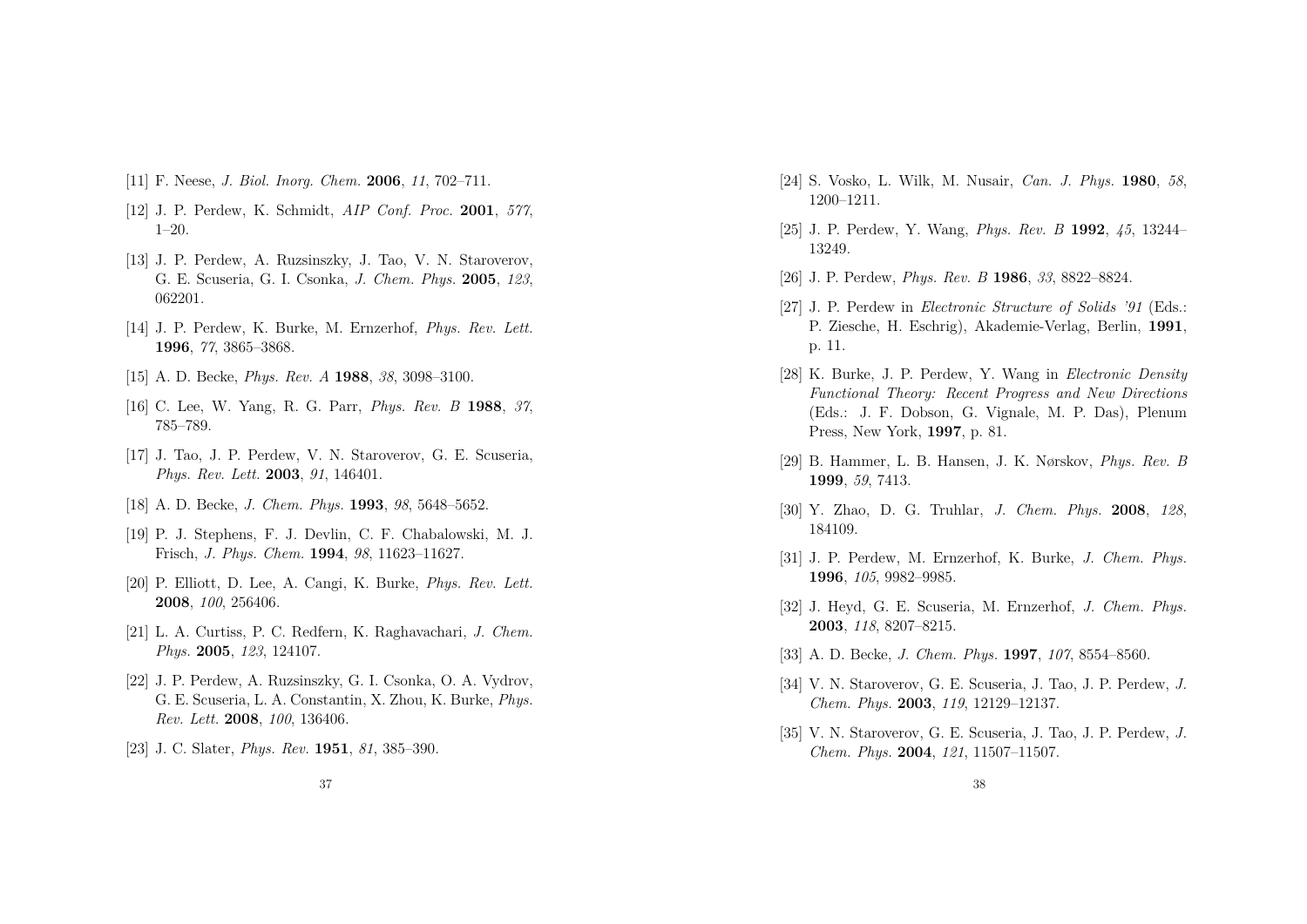[11] F. Neese, *J. Biol. Inorg. Chem.* **2006**, *11*, 702–711.

[12] J. P. Perdew, K. Schmidt, *AIP Conf. Proc.* **2001**, *577*, 1–20.

[13] J. P. Perdew, A. Ruzsinszky, J. Tao, V. N. Staroverov, G. E. Scuseria, G. I. Csonka, *J. Chem. Phys.* **2005**, *123*, 062201.

[14] J. P. Perdew, K. Burke, M. Ernzerhof, *Phys. Rev. Lett.* **1996**, *77*, 3865–3868.

[15] A. D. Becke, *Phys. Rev. A* **1988**, *38*, 3098–3100.

[16] C. Lee, W. Yang, R. G. Parr, *Phys. Rev. B* **1988**, *37*, 785–789.

[17] J. Tao, J. P. Perdew, V. N. Staroverov, G. E. Scuseria, *Phys. Rev. Lett.* **2003**, *91*, 146401.

[18] A. D. Becke, *J. Chem. Phys.* **1993**, *98*, 5648–5652.

[19] P. J. Stephens, F. J. Devlin, C. F. Chabalowski, M. J. Frisch, *J. Phys. Chem.* **1994**, *98*, 11623–11627.

[20] P. Elliott, D. Lee, A. Cangi, K. Burke, *Phys. Rev. Lett.* **2008**, *100*, 256406.

[21] L. A. Curtiss, P. C. Redfern, K. Raghavachari, *J. Chem. Phys.* **2005**, *123*, 124107.

[22] J. P. Perdew, A. Ruzsinszky, G. I. Csonka, O. A. Vydrov, G. E. Scuseria, L. A. Constantin, X. Zhou, K. Burke, *Phys. Rev. Lett.* **2008**, *100*, 136406.

[23] J. C. Slater, *Phys. Rev.* **1951**, *81*, 385–390.

[24] S. Vosko, L. Wilk, M. Nusair, *Can. J. Phys.* **1980**, *58*, 1200–1211.

[25] J. P. Perdew, Y. Wang, *Phys. Rev. B* **1992**, *45*, 13244–13249.

[26] J. P. Perdew, *Phys. Rev. B* **1986**, *33*, 8822–8824.

[27] J. P. Perdew in *Electronic Structure of Solids '91* (Eds.: P. Ziesche, H. Eschrig), Akademie-Verlag, Berlin, **1991**, p. 11.

[28] K. Burke, J. P. Perdew, Y. Wang in *Electronic Density Functional Theory: Recent Progress and New Directions* (Eds.: J. F. Dobson, G. Vignale, M. P. Das), Plenum Press, New York, **1997**, p. 81.

[29] B. Hammer, L. B. Hansen, J. K. Nørskov, *Phys. Rev. B* **1999**, *59*, 7413.

[30] Y. Zhao, D. G. Truhlar, *J. Chem. Phys.* **2008**, *128*, 184109.

[31] J. P. Perdew, M. Ernzerhof, K. Burke, *J. Chem. Phys.* **1996**, *105*, 9982–9985.

[32] J. Heyd, G. E. Scuseria, M. Ernzerhof, *J. Chem. Phys.* **2003**, *118*, 8207–8215.

[33] A. D. Becke, *J. Chem. Phys.* **1997**, *107*, 8554–8560.

[34] V. N. Staroverov, G. E. Scuseria, J. Tao, J. P. Perdew, *J. Chem. Phys.* **2003**, *119*, 12129–12137.

[35] V. N. Staroverov, G. E. Scuseria, J. Tao, J. P. Perdew, *J. Chem. Phys.* **2004**, *121*, 11507–11507.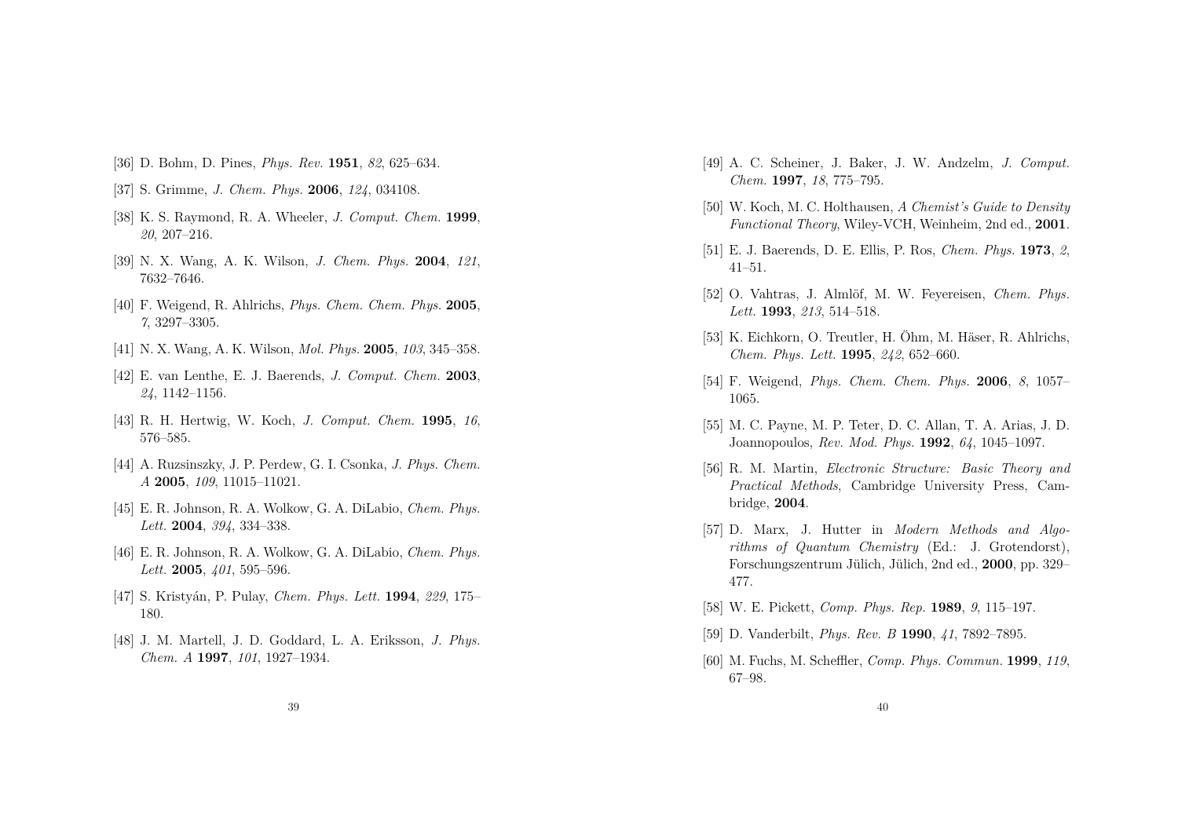[36] D. Bohm, D. Pines, *Phys. Rev.* **1951**, *82*, 625–634.

[37] S. Grimme, *J. Chem. Phys.* **2006**, *124*, 034108.

[38] K. S. Raymond, R. A. Wheeler, *J. Comput. Chem.* **1999**, *20*, 207–216.

[39] N. X. Wang, A. K. Wilson, *J. Chem. Phys.* **2004**, *121*, 7632–7646.

[40] F. Weigend, R. Ahlrichs, *Phys. Chem. Chem. Phys.* **2005**, *7*, 3297–3305.

[41] N. X. Wang, A. K. Wilson, *Mol. Phys.* **2005**, *103*, 345–358.

[42] E. van Lenthe, E. J. Baerends, *J. Comput. Chem.* **2003**, *24*, 1142–1156.

[43] R. H. Hertwig, W. Koch, *J. Comput. Chem.* **1995**, *16*, 576–585.

[44] A. Ruzsinszky, J. P. Perdew, G. I. Csonka, *J. Phys. Chem. A* **2005**, *109*, 11015–11021.

[45] E. R. Johnson, R. A. Wolkow, G. A. DiLabio, *Chem. Phys. Lett.* **2004**, *394*, 334–338.

[46] E. R. Johnson, R. A. Wolkow, G. A. DiLabio, *Chem. Phys. Lett.* **2005**, *401*, 595–596.

[47] S. Kristyán, P. Pulay, *Chem. Phys. Lett.* **1994**, *229*, 175–180.

[48] J. M. Martell, J. D. Goddard, L. A. Eriksson, *J. Phys. Chem. A* **1997**, *101*, 1927–1934.

[49] A. C. Scheiner, J. Baker, J. W. Andzelm, *J. Comput. Chem.* **1997**, *18*, 775–795.

[50] W. Koch, M. C. Holthausen, *A Chemist's Guide to Density Functional Theory*, Wiley-VCH, Weinheim, 2nd ed., **2001**.

[51] E. J. Baerends, D. E. Ellis, P. Ros, *Chem. Phys.* **1973**, *2*, 41–51.

[52] O. Vahtras, J. Almlöf, M. W. Feyereisen, *Chem. Phys. Lett.* **1993**, *213*, 514–518.

[53] K. Eichkorn, O. Treutler, H. Öhm, M. Häser, R. Ahlrichs, *Chem. Phys. Lett.* **1995**, *242*, 652–660.

[54] F. Weigend, *Phys. Chem. Chem. Phys.* **2006**, *8*, 1057–1065.

[55] M. C. Payne, M. P. Teter, D. C. Allan, T. A. Arias, J. D. Joannopoulos, *Rev. Mod. Phys.* **1992**, *64*, 1045–1097.

[56] R. M. Martin, *Electronic Structure: Basic Theory and Practical Methods*, Cambridge University Press, Cambridge, **2004**.

[57] D. Marx, J. Hutter in *Modern Methods and Algorithms of Quantum Chemistry* (Ed.: J. Grotendorst), Forschungszentrum Jülich, Jülich, 2nd ed., **2000**, pp. 329–477.

[58] W. E. Pickett, *Comp. Phys. Rep.* **1989**, *9*, 115–197.

[59] D. Vanderbilt, *Phys. Rev. B* **1990**, *41*, 7892–7895.

[60] M. Fuchs, M. Scheffler, *Comp. Phys. Commun.* **1999**, *119*, 67–98.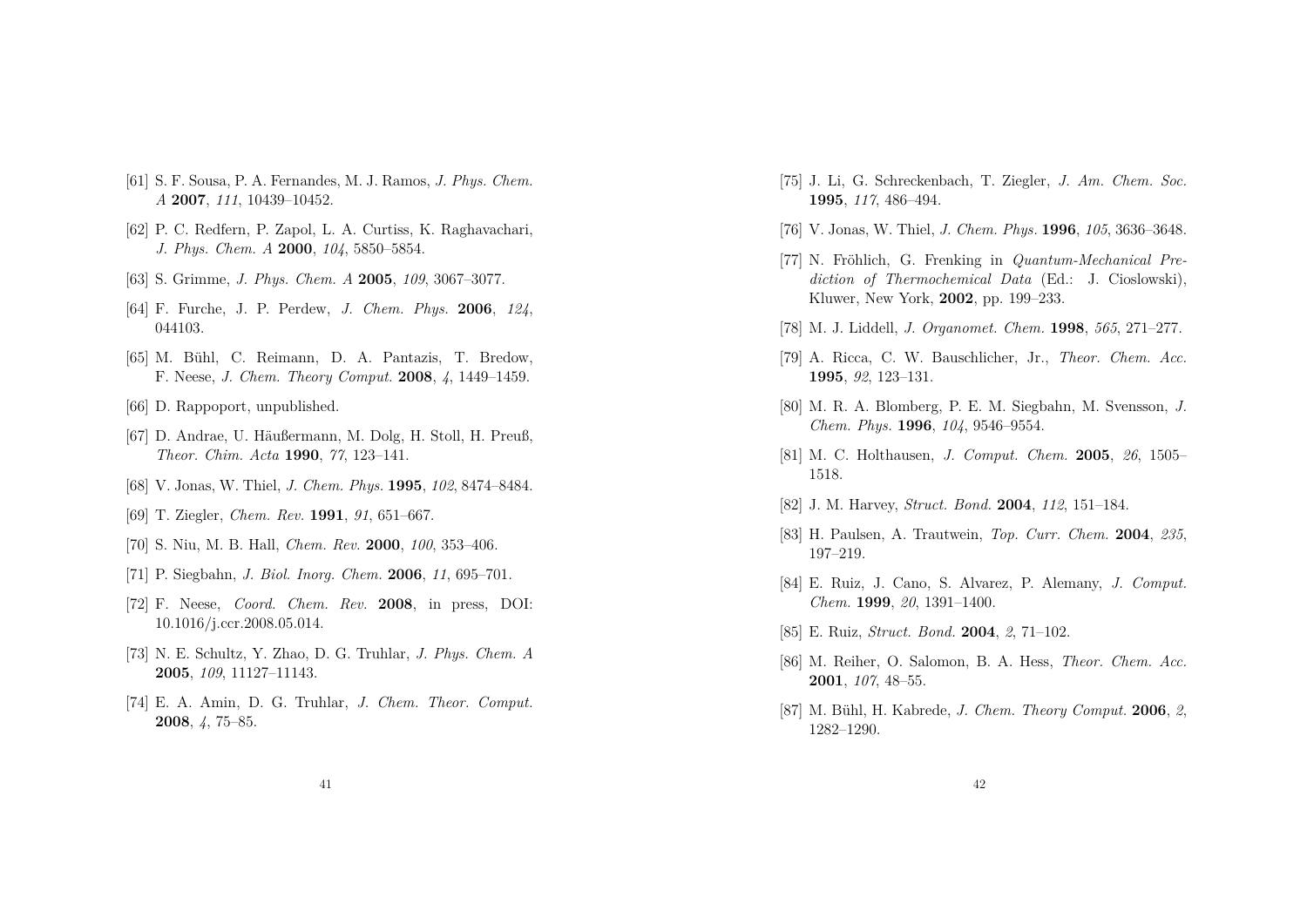[61] S. F. Sousa, P. A. Fernandes, M. J. Ramos, *J. Phys. Chem. A* **2007**, *111*, 10439–10452.

[62] P. C. Redfern, P. Zapol, L. A. Curtiss, K. Raghavachari, *J. Phys. Chem. A* **2000**, *104*, 5850–5854.

[63] S. Grimme, *J. Phys. Chem. A* **2005**, *109*, 3067–3077.

[64] F. Furche, J. P. Perdew, *J. Chem. Phys.* **2006**, *124*, 044103.

[65] M. Bühl, C. Reimann, D. A. Pantazis, T. Bredow, F. Neese, *J. Chem. Theory Comput.* **2008**, *4*, 1449–1459.

[66] D. Rappoport, unpublished.

[67] D. Andrae, U. Häußermann, M. Dolg, H. Stoll, H. Preuß, *Theor. Chim. Acta* **1990**, *77*, 123–141.

[68] V. Jonas, W. Thiel, *J. Chem. Phys.* **1995**, *102*, 8474–8484.

[69] T. Ziegler, *Chem. Rev.* **1991**, *91*, 651–667.

[70] S. Niu, M. B. Hall, *Chem. Rev.* **2000**, *100*, 353–406.

[71] P. Siegbahn, *J. Biol. Inorg. Chem.* **2006**, *11*, 695–701.

[72] F. Neese, *Coord. Chem. Rev.* **2008**, in press, DOI: 10.1016/j.ccr.2008.05.014.

[73] N. E. Schultz, Y. Zhao, D. G. Truhlar, *J. Phys. Chem. A* **2005**, *109*, 11127–11143.

[74] E. A. Amin, D. G. Truhlar, *J. Chem. Theor. Comput.* **2008**, *4*, 75–85.

[75] J. Li, G. Schreckenbach, T. Ziegler, *J. Am. Chem. Soc.* **1995**, *117*, 486–494.

[76] V. Jonas, W. Thiel, *J. Chem. Phys.* **1996**, *105*, 3636–3648.

[77] N. Fröhlich, G. Frenking in *Quantum-Mechanical Prediction of Thermochemical Data* (Ed.: J. Cioslowski), Kluwer, New York, **2002**, pp. 199–233.

[78] M. J. Liddell, *J. Organomet. Chem.* **1998**, *565*, 271–277.

[79] A. Ricca, C. W. Bauschlicher, Jr., *Theor. Chem. Acc.* **1995**, *92*, 123–131.

[80] M. R. A. Blomberg, P. E. M. Siegbahn, M. Svensson, *J. Chem. Phys.* **1996**, *104*, 9546–9554.

[81] M. C. Holthausen, *J. Comput. Chem.* **2005**, *26*, 1505–1518.

[82] J. M. Harvey, *Struct. Bond.* **2004**, *112*, 151–184.

[83] H. Paulsen, A. Trautwein, *Top. Curr. Chem.* **2004**, *235*, 197–219.

[84] E. Ruiz, J. Cano, S. Alvarez, P. Alemany, *J. Comput. Chem.* **1999**, *20*, 1391–1400.

[85] E. Ruiz, *Struct. Bond.* **2004**, *2*, 71–102.

[86] M. Reiher, O. Salomon, B. A. Hess, *Theor. Chem. Acc.* **2001**, *107*, 48–55.

[87] M. Bühl, H. Kabrede, *J. Chem. Theory Comput.* **2006**, *2*, 1282–1290.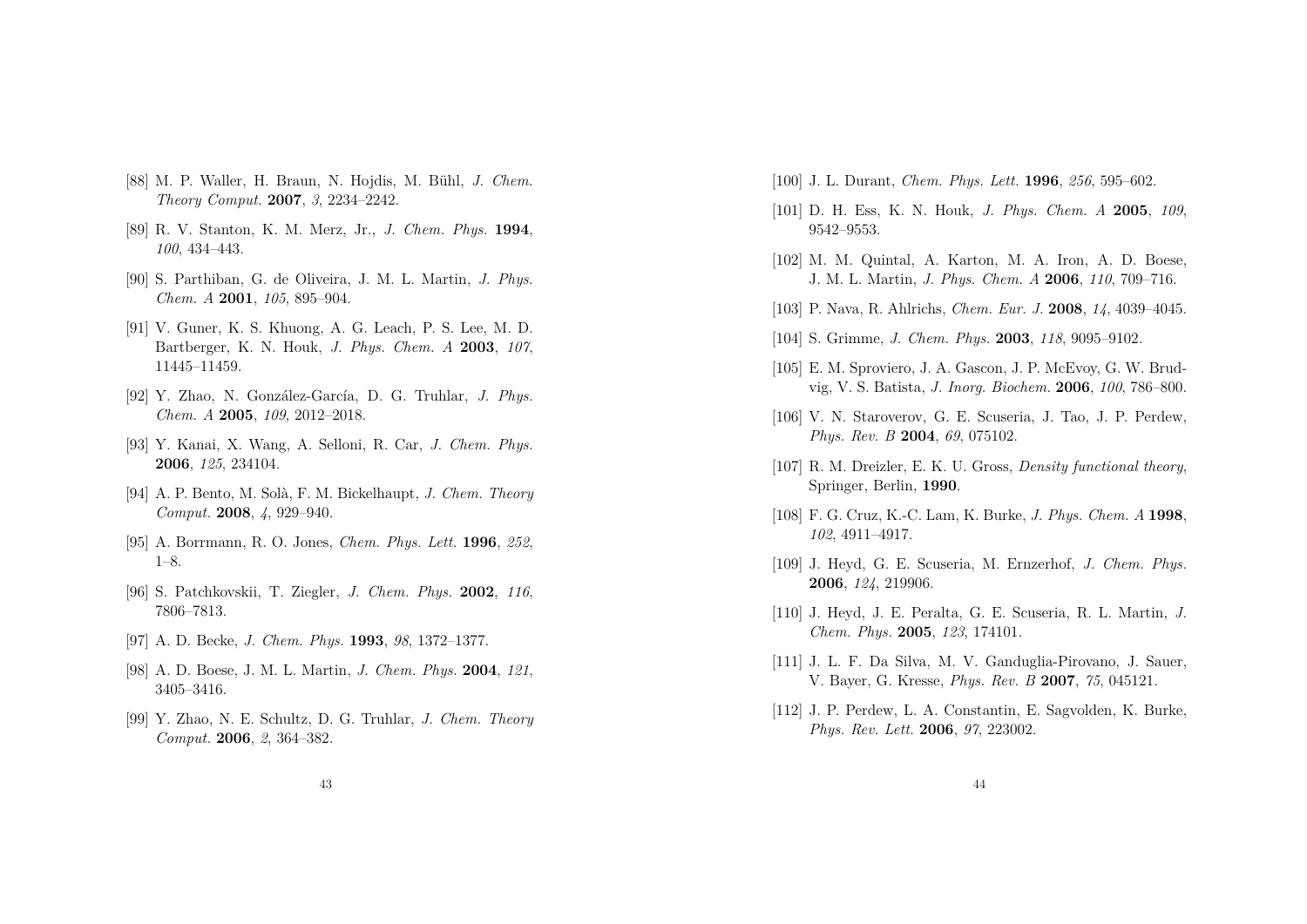[88] M. P. Waller, H. Braun, N. Hojdis, M. Bühl, *J. Chem. Theory Comput.* **2007**, *3*, 2234–2242.

[89] R. V. Stanton, K. M. Merz, Jr., *J. Chem. Phys.* **1994**, *100*, 434–443.

[90] S. Parthiban, G. de Oliveira, J. M. L. Martin, *J. Phys. Chem. A* **2001**, *105*, 895–904.

[91] V. Guner, K. S. Khuong, A. G. Leach, P. S. Lee, M. D. Bartberger, K. N. Houk, *J. Phys. Chem. A* **2003**, *107*, 11445–11459.

[92] Y. Zhao, N. González-García, D. G. Truhlar, *J. Phys. Chem. A* **2005**, *109*, 2012–2018.

[93] Y. Kanai, X. Wang, A. Selloni, R. Car, *J. Chem. Phys.* **2006**, *125*, 234104.

[94] A. P. Bento, M. Solà, F. M. Bickelhaupt, *J. Chem. Theory Comput.* **2008**, *4*, 929–940.

[95] A. Borrmann, R. O. Jones, *Chem. Phys. Lett.* **1996**, *252*, 1–8.

[96] S. Patchkovskii, T. Ziegler, *J. Chem. Phys.* **2002**, *116*, 7806–7813.

[97] A. D. Becke, *J. Chem. Phys.* **1993**, *98*, 1372–1377.

[98] A. D. Boese, J. M. L. Martin, *J. Chem. Phys.* **2004**, *121*, 3405–3416.

[99] Y. Zhao, N. E. Schultz, D. G. Truhlar, *J. Chem. Theory Comput.* **2006**, *2*, 364–382.

[100] J. L. Durant, *Chem. Phys. Lett.* **1996**, *256*, 595–602.

[101] D. H. Ess, K. N. Houk, *J. Phys. Chem. A* **2005**, *109*, 9542–9553.

[102] M. M. Quintal, A. Karton, M. A. Iron, A. D. Boese, J. M. L. Martin, *J. Phys. Chem. A* **2006**, *110*, 709–716.

[103] P. Nava, R. Ahlrichs, *Chem. Eur. J.* **2008**, *14*, 4039–4045.

[104] S. Grimme, *J. Chem. Phys.* **2003**, *118*, 9095–9102.

[105] E. M. Sproviero, J. A. Gascon, J. P. McEvoy, G. W. Brudvig, V. S. Batista, *J. Inorg. Biochem.* **2006**, *100*, 786–800.

[106] V. N. Staroverov, G. E. Scuseria, J. Tao, J. P. Perdew, *Phys. Rev. B* **2004**, *69*, 075102.

[107] R. M. Dreizler, E. K. U. Gross, *Density functional theory*, Springer, Berlin, **1990**.

[108] F. G. Cruz, K.-C. Lam, K. Burke, *J. Phys. Chem. A* **1998**, *102*, 4911–4917.

[109] J. Heyd, G. E. Scuseria, M. Ernzerhof, *J. Chem. Phys.* **2006**, *124*, 219906.

[110] J. Heyd, J. E. Peralta, G. E. Scuseria, R. L. Martin, *J. Chem. Phys.* **2005**, *123*, 174101.

[111] J. L. F. Da Silva, M. V. Ganduglia-Pirovano, J. Sauer, V. Bayer, G. Kresse, *Phys. Rev. B* **2007**, *75*, 045121.

[112] J. P. Perdew, L. A. Constantin, E. Sagvolden, K. Burke, *Phys. Rev. Lett.* **2006**, *97*, 223002.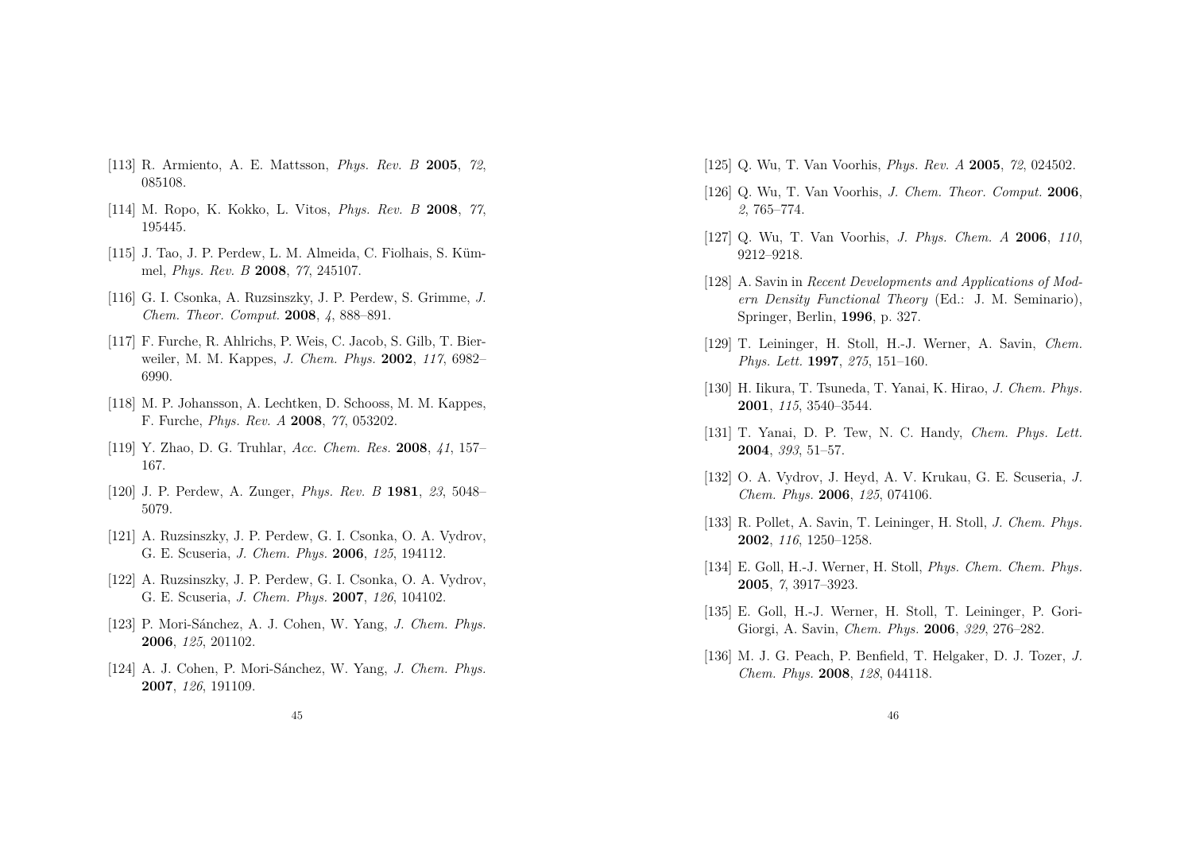[113] R. Armiento, A. E. Mattsson, *Phys. Rev. B* **2005**, *72*, 085108.

[114] M. Ropo, K. Kokko, L. Vitos, *Phys. Rev. B* **2008**, *77*, 195445.

[115] J. Tao, J. P. Perdew, L. M. Almeida, C. Fiolhais, S. Kümmel, *Phys. Rev. B* **2008**, *77*, 245107.

[116] G. I. Csonka, A. Ruzsinszky, J. P. Perdew, S. Grimme, *J. Chem. Theor. Comput.* **2008**, *4*, 888–891.

[117] F. Furche, R. Ahlrichs, P. Weis, C. Jacob, S. Gilb, T. Bierweiler, M. M. Kappes, *J. Chem. Phys.* **2002**, *117*, 6982–6990.

[118] M. P. Johansson, A. Lechtken, D. Schooss, M. M. Kappes, F. Furche, *Phys. Rev. A* **2008**, *77*, 053202.

[119] Y. Zhao, D. G. Truhlar, *Acc. Chem. Res.* **2008**, *41*, 157–167.

[120] J. P. Perdew, A. Zunger, *Phys. Rev. B* **1981**, *23*, 5048–5079.

[121] A. Ruzsinszky, J. P. Perdew, G. I. Csonka, O. A. Vydrov, G. E. Scuseria, *J. Chem. Phys.* **2006**, *125*, 194112.

[122] A. Ruzsinszky, J. P. Perdew, G. I. Csonka, O. A. Vydrov, G. E. Scuseria, *J. Chem. Phys.* **2007**, *126*, 104102.

[123] P. Mori-Sánchez, A. J. Cohen, W. Yang, *J. Chem. Phys.* **2006**, *125*, 201102.

[124] A. J. Cohen, P. Mori-Sánchez, W. Yang, *J. Chem. Phys.* **2007**, *126*, 191109.

[125] Q. Wu, T. Van Voorhis, *Phys. Rev. A* **2005**, *72*, 024502.

[126] Q. Wu, T. Van Voorhis, *J. Chem. Theor. Comput.* **2006**, *2*, 765–774.

[127] Q. Wu, T. Van Voorhis, *J. Phys. Chem. A* **2006**, *110*, 9212–9218.

[128] A. Savin in *Recent Developments and Applications of Modern Density Functional Theory* (Ed.: J. M. Seminario), Springer, Berlin, **1996**, p. 327.

[129] T. Leininger, H. Stoll, H.-J. Werner, A. Savin, *Chem. Phys. Lett.* **1997**, *275*, 151–160.

[130] H. Iikura, T. Tsuneda, T. Yanai, K. Hirao, *J. Chem. Phys.* **2001**, *115*, 3540–3544.

[131] T. Yanai, D. P. Tew, N. C. Handy, *Chem. Phys. Lett.* **2004**, *393*, 51–57.

[132] O. A. Vydrov, J. Heyd, A. V. Krukau, G. E. Scuseria, *J. Chem. Phys.* **2006**, *125*, 074106.

[133] R. Pollet, A. Savin, T. Leininger, H. Stoll, *J. Chem. Phys.* **2002**, *116*, 1250–1258.

[134] E. Goll, H.-J. Werner, H. Stoll, *Phys. Chem. Chem. Phys.* **2005**, *7*, 3917–3923.

[135] E. Goll, H.-J. Werner, H. Stoll, T. Leininger, P. Gori-Giorgi, A. Savin, *Chem. Phys.* **2006**, *329*, 276–282.

[136] M. J. G. Peach, P. Benfield, T. Helgaker, D. J. Tozer, *J. Chem. Phys.* **2008**, *128*, 044118.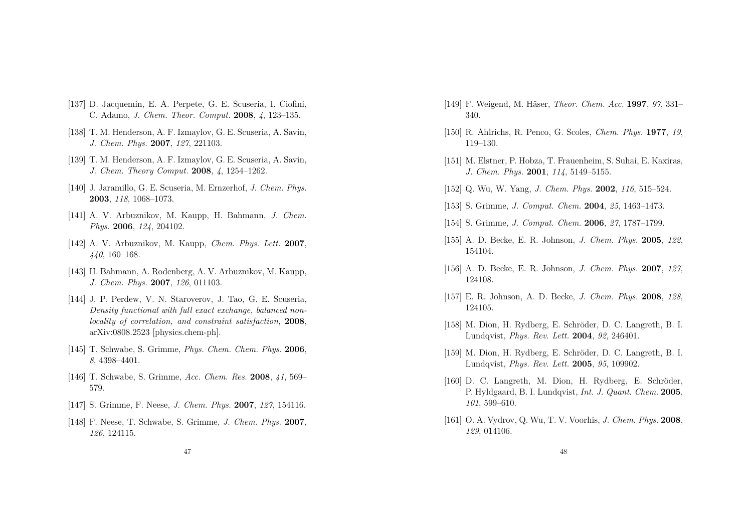[137] D. Jacquemin, E. A. Perpete, G. E. Scuseria, I. Ciofini, C. Adamo, *J. Chem. Theor. Comput.* **2008**, *4*, 123–135.

[138] T. M. Henderson, A. F. Izmaylov, G. E. Scuseria, A. Savin, *J. Chem. Phys.* **2007**, *127*, 221103.

[139] T. M. Henderson, A. F. Izmaylov, G. E. Scuseria, A. Savin, *J. Chem. Theory Comput.* **2008**, *4*, 1254–1262.

[140] J. Jaramillo, G. E. Scuseria, M. Ernzerhof, *J. Chem. Phys.* **2003**, *118*, 1068–1073.

[141] A. V. Arbuznikov, M. Kaupp, H. Bahmann, *J. Chem. Phys.* **2006**, *124*, 204102.

[142] A. V. Arbuznikov, M. Kaupp, *Chem. Phys. Lett.* **2007**, *440*, 160–168.

[143] H. Bahmann, A. Rodenberg, A. V. Arbuznikov, M. Kaupp, *J. Chem. Phys.* **2007**, *126*, 011103.

[144] J. P. Perdew, V. N. Staroverov, J. Tao, G. E. Scuseria, *Density functional with full exact exchange, balanced nonlocality of correlation, and constraint satisfaction*, **2008**, arXiv:0808.2523 [physics.chem-ph].

[145] T. Schwabe, S. Grimme, *Phys. Chem. Chem. Phys.* **2006**, *8*, 4398–4401.

[146] T. Schwabe, S. Grimme, *Acc. Chem. Res.* **2008**, *41*, 569–579.

[147] S. Grimme, F. Neese, *J. Chem. Phys.* **2007**, *127*, 154116.

[148] F. Neese, T. Schwabe, S. Grimme, *J. Chem. Phys.* **2007**, *126*, 124115.

[149] F. Weigend, M. Häser, *Theor. Chem. Acc.* **1997**, *97*, 331–340.

[150] R. Ahlrichs, R. Penco, G. Scoles, *Chem. Phys.* **1977**, *19*, 119–130.

[151] M. Elstner, P. Hobza, T. Frauenheim, S. Suhai, E. Kaxiras, *J. Chem. Phys.* **2001**, *114*, 5149–5155.

[152] Q. Wu, W. Yang, *J. Chem. Phys.* **2002**, *116*, 515–524.

[153] S. Grimme, *J. Comput. Chem.* **2004**, *25*, 1463–1473.

[154] S. Grimme, *J. Comput. Chem.* **2006**, *27*, 1787–1799.

[155] A. D. Becke, E. R. Johnson, *J. Chem. Phys.* **2005**, *122*, 154104.

[156] A. D. Becke, E. R. Johnson, *J. Chem. Phys.* **2007**, *127*, 124108.

[157] E. R. Johnson, A. D. Becke, *J. Chem. Phys.* **2008**, *128*, 124105.

[158] M. Dion, H. Rydberg, E. Schröder, D. C. Langreth, B. I. Lundqvist, *Phys. Rev. Lett.* **2004**, *92*, 246401.

[159] M. Dion, H. Rydberg, E. Schröder, D. C. Langreth, B. I. Lundqvist, *Phys. Rev. Lett.* **2005**, *95*, 109902.

[160] D. C. Langreth, M. Dion, H. Rydberg, E. Schröder, P. Hyldgaard, B. I. Lundqvist, *Int. J. Quant. Chem.* **2005**, *101*, 599–610.

[161] O. A. Vydrov, Q. Wu, T. V. Voorhis, *J. Chem. Phys.* **2008**, *129*, 014106.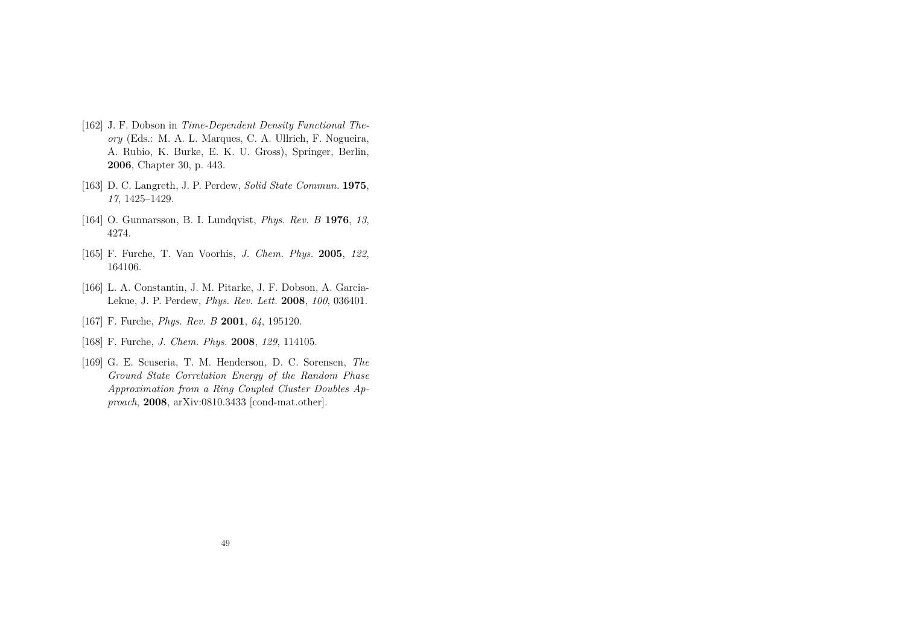[162] J. F. Dobson in *Time-Dependent Density Functional Theory* (Eds.: M. A. L. Marques, C. A. Ullrich, F. Nogueira, A. Rubio, K. Burke, E. K. U. Gross), Springer, Berlin, **2006**, Chapter 30, p. 443.

[163] D. C. Langreth, J. P. Perdew, *Solid State Commun.* **1975**, *17*, 1425–1429.

[164] O. Gunnarsson, B. I. Lundqvist, *Phys. Rev. B* **1976**, *13*, 4274.

[165] F. Furche, T. Van Voorhis, *J. Chem. Phys.* **2005**, *122*, 164106.

[166] L. A. Constantin, J. M. Pitarke, J. F. Dobson, A. Garcia-Lekue, J. P. Perdew, *Phys. Rev. Lett.* **2008**, *100*, 036401.

[167] F. Furche, *Phys. Rev. B* **2001**, *64*, 195120.

[168] F. Furche, *J. Chem. Phys.* **2008**, *129*, 114105.

[169] G. E. Scuseria, T. M. Henderson, D. C. Sorensen, *The Ground State Correlation Energy of the Random Phase Approximation from a Ring Coupled Cluster Doubles Approach*, **2008**, arXiv:0810.3433 [cond-mat.other].